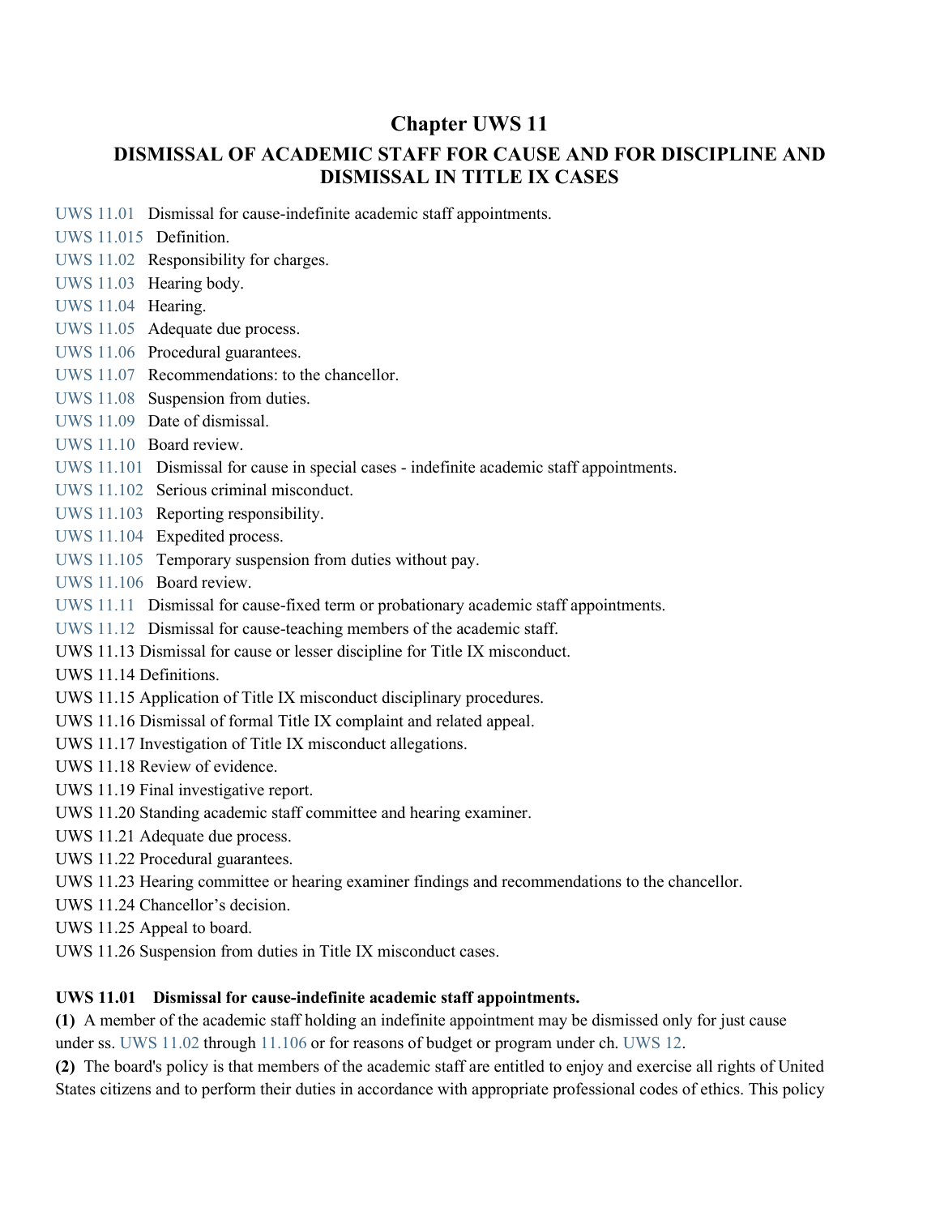# Chapter UWS 11

## DISMISSAL OF ACADEMIC STAFF FOR CAUSE AND FOR DISCIPLINE AND DISMISSAL IN TITLE IX CASES

UWS 11.01 Dismissal for cause-indefinite academic staff appointments.
UWS 11.015 Definition.
UWS 11.02 Responsibility for charges.
UWS 11.03 Hearing body.
UWS 11.04 Hearing.
UWS 11.05 Adequate due process.
UWS 11.06 Procedural guarantees.
UWS 11.07 Recommendations: to the chancellor.
UWS 11.08 Suspension from duties.
UWS 11.09 Date of dismissal.
UWS 11.10 Board review.
UWS 11.101 Dismissal for cause in special cases - indefinite academic staff appointments.
UWS 11.102 Serious criminal misconduct.
UWS 11.103 Reporting responsibility.
UWS 11.104 Expedited process.
UWS 11.105 Temporary suspension from duties without pay.
UWS 11.106 Board review.
UWS 11.11 Dismissal for cause-fixed term or probationary academic staff appointments.
UWS 11.12 Dismissal for cause-teaching members of the academic staff.
UWS 11.13 Dismissal for cause or lesser discipline for Title IX misconduct.
UWS 11.14 Definitions.
UWS 11.15 Application of Title IX misconduct disciplinary procedures.
UWS 11.16 Dismissal of formal Title IX complaint and related appeal.
UWS 11.17 Investigation of Title IX misconduct allegations.
UWS 11.18 Review of evidence.
UWS 11.19 Final investigative report.
UWS 11.20 Standing academic staff committee and hearing examiner.
UWS 11.21 Adequate due process.
UWS 11.22 Procedural guarantees.
UWS 11.23 Hearing committee or hearing examiner findings and recommendations to the chancellor.
UWS 11.24 Chancellor's decision.
UWS 11.25 Appeal to board.
UWS 11.26 Suspension from duties in Title IX misconduct cases.

**UWS 11.01 Dismissal for cause-indefinite academic staff appointments.**

**(1)** A member of the academic staff holding an indefinite appointment may be dismissed only for just cause under ss. UWS 11.02 through 11.106 or for reasons of budget or program under ch. UWS 12.

**(2)** The board's policy is that members of the academic staff are entitled to enjoy and exercise all rights of United States citizens and to perform their duties in accordance with appropriate professional codes of ethics. This policy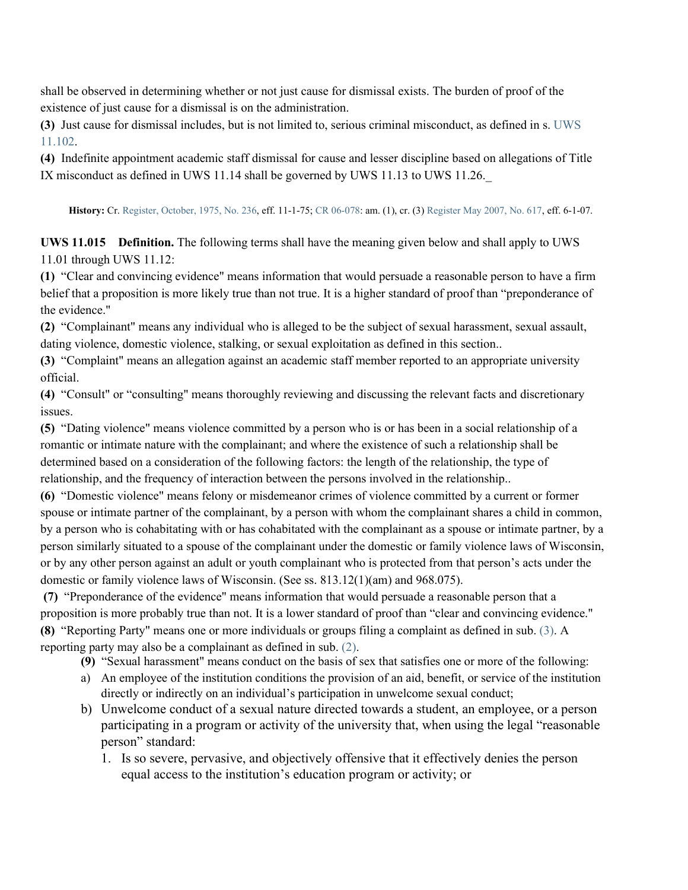shall be observed in determining whether or not just cause for dismissal exists. The burden of proof of the existence of just cause for a dismissal is on the administration.

**(3)** Just cause for dismissal includes, but is not limited to, serious criminal misconduct, as defined in s. UWS 11.102.

**(4)** Indefinite appointment academic staff dismissal for cause and lesser discipline based on allegations of Title IX misconduct as defined in UWS 11.14 shall be governed by UWS 11.13 to UWS 11.26._

**History:** Cr. Register, October, 1975, No. 236, eff. 11-1-75; CR 06-078: am. (1), cr. (3) Register May 2007, No. 617, eff. 6-1-07.

**UWS 11.015 Definition.** The following terms shall have the meaning given below and shall apply to UWS 11.01 through UWS 11.12:

**(1)** "Clear and convincing evidence" means information that would persuade a reasonable person to have a firm belief that a proposition is more likely true than not true. It is a higher standard of proof than "preponderance of the evidence."

**(2)** "Complainant" means any individual who is alleged to be the subject of sexual harassment, sexual assault, dating violence, domestic violence, stalking, or sexual exploitation as defined in this section..

**(3)** "Complaint" means an allegation against an academic staff member reported to an appropriate university official.

**(4)** "Consult" or "consulting" means thoroughly reviewing and discussing the relevant facts and discretionary issues.

**(5)** "Dating violence" means violence committed by a person who is or has been in a social relationship of a romantic or intimate nature with the complainant; and where the existence of such a relationship shall be determined based on a consideration of the following factors: the length of the relationship, the type of relationship, and the frequency of interaction between the persons involved in the relationship..

**(6)** "Domestic violence" means felony or misdemeanor crimes of violence committed by a current or former spouse or intimate partner of the complainant, by a person with whom the complainant shares a child in common, by a person who is cohabitating with or has cohabitated with the complainant as a spouse or intimate partner, by a person similarly situated to a spouse of the complainant under the domestic or family violence laws of Wisconsin, or by any other person against an adult or youth complainant who is protected from that person's acts under the domestic or family violence laws of Wisconsin. (See ss. 813.12(1)(am) and 968.075).

**(7)** "Preponderance of the evidence" means information that would persuade a reasonable person that a proposition is more probably true than not. It is a lower standard of proof than "clear and convincing evidence."

**(8)** "Reporting Party" means one or more individuals or groups filing a complaint as defined in sub. (3). A reporting party may also be a complainant as defined in sub. (2).

**(9)** "Sexual harassment" means conduct on the basis of sex that satisfies one or more of the following:

a) An employee of the institution conditions the provision of an aid, benefit, or service of the institution directly or indirectly on an individual's participation in unwelcome sexual conduct;

b) Unwelcome conduct of a sexual nature directed towards a student, an employee, or a person participating in a program or activity of the university that, when using the legal "reasonable person" standard:

   1. Is so severe, pervasive, and objectively offensive that it effectively denies the person equal access to the institution's education program or activity; or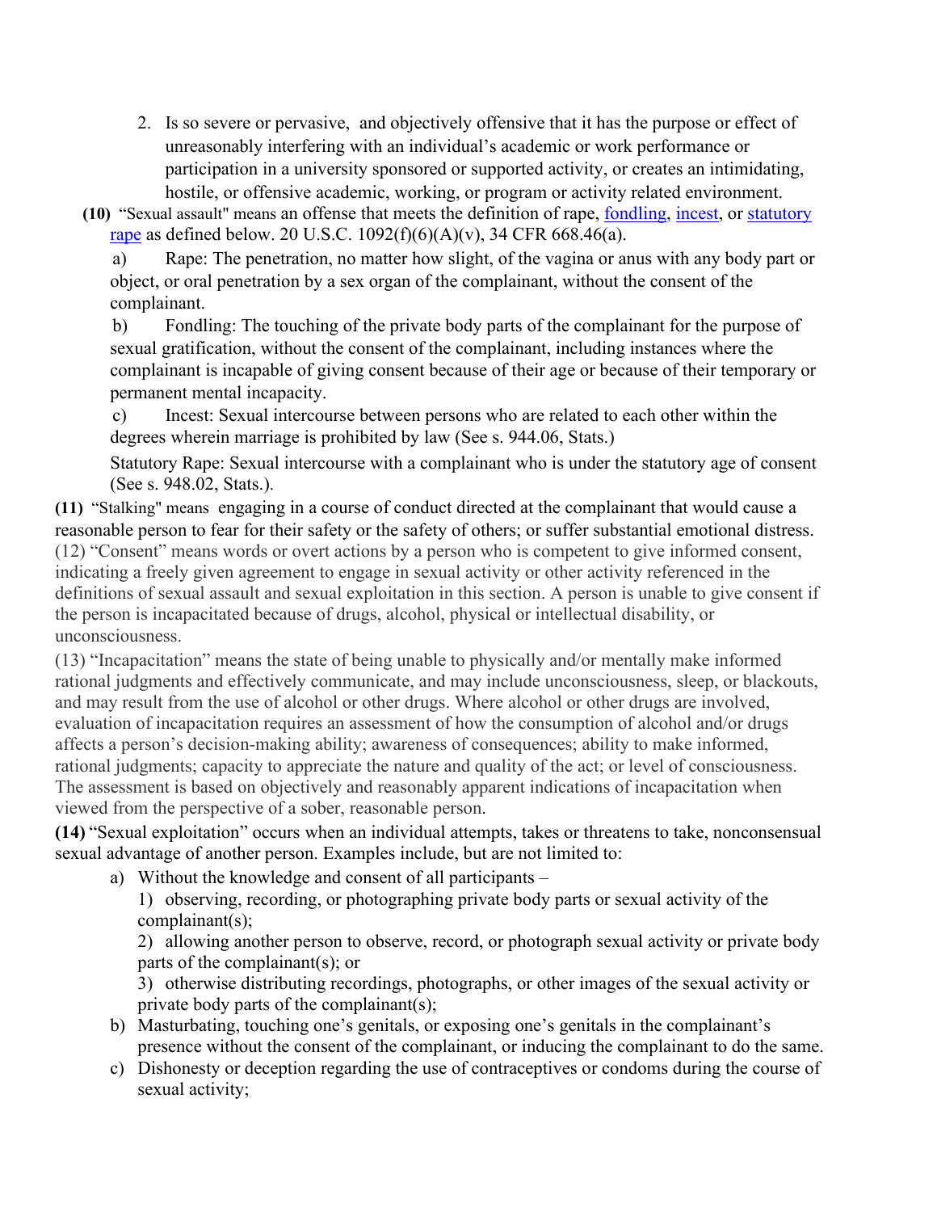2. Is so severe or pervasive, and objectively offensive that it has the purpose or effect of unreasonably interfering with an individual's academic or work performance or participation in a university sponsored or supported activity, or creates an intimidating, hostile, or offensive academic, working, or program or activity related environment.

**(10)** "Sexual assault" means an offense that meets the definition of rape, fondling, incest, or statutory rape as defined below. 20 U.S.C. 1092(f)(6)(A)(v), 34 CFR 668.46(a).

a) Rape: The penetration, no matter how slight, of the vagina or anus with any body part or object, or oral penetration by a sex organ of the complainant, without the consent of the complainant.

b) Fondling: The touching of the private body parts of the complainant for the purpose of sexual gratification, without the consent of the complainant, including instances where the complainant is incapable of giving consent because of their age or because of their temporary or permanent mental incapacity.

c) Incest: Sexual intercourse between persons who are related to each other within the degrees wherein marriage is prohibited by law (See s. 944.06, Stats.)

Statutory Rape: Sexual intercourse with a complainant who is under the statutory age of consent (See s. 948.02, Stats.).

**(11)** "Stalking" means engaging in a course of conduct directed at the complainant that would cause a reasonable person to fear for their safety or the safety of others; or suffer substantial emotional distress.

(12) "Consent" means words or overt actions by a person who is competent to give informed consent, indicating a freely given agreement to engage in sexual activity or other activity referenced in the definitions of sexual assault and sexual exploitation in this section. A person is unable to give consent if the person is incapacitated because of drugs, alcohol, physical or intellectual disability, or unconsciousness.

(13) "Incapacitation" means the state of being unable to physically and/or mentally make informed rational judgments and effectively communicate, and may include unconsciousness, sleep, or blackouts, and may result from the use of alcohol or other drugs. Where alcohol or other drugs are involved, evaluation of incapacitation requires an assessment of how the consumption of alcohol and/or drugs affects a person's decision-making ability; awareness of consequences; ability to make informed, rational judgments; capacity to appreciate the nature and quality of the act; or level of consciousness. The assessment is based on objectively and reasonably apparent indications of incapacitation when viewed from the perspective of a sober, reasonable person.

**(14)** "Sexual exploitation" occurs when an individual attempts, takes or threatens to take, nonconsensual sexual advantage of another person. Examples include, but are not limited to:

a) Without the knowledge and consent of all participants –

 1) observing, recording, or photographing private body parts or sexual activity of the complainant(s);

 2) allowing another person to observe, record, or photograph sexual activity or private body parts of the complainant(s); or

 3) otherwise distributing recordings, photographs, or other images of the sexual activity or private body parts of the complainant(s);

b) Masturbating, touching one's genitals, or exposing one's genitals in the complainant's presence without the consent of the complainant, or inducing the complainant to do the same.

c) Dishonesty or deception regarding the use of contraceptives or condoms during the course of sexual activity;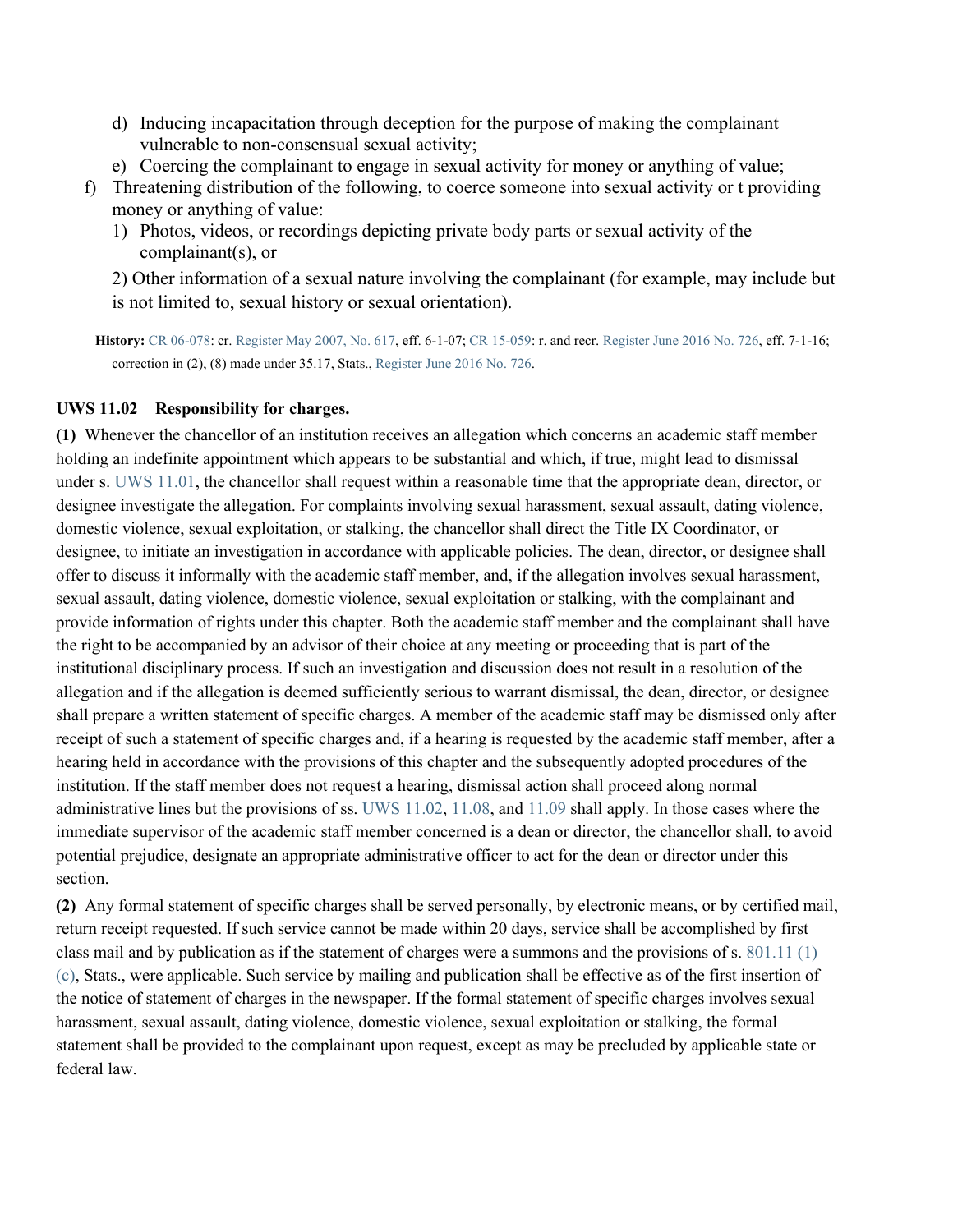d) Inducing incapacitation through deception for the purpose of making the complainant vulnerable to non-consensual sexual activity;

e) Coercing the complainant to engage in sexual activity for money or anything of value;

f) Threatening distribution of the following, to coerce someone into sexual activity or t providing money or anything of value:

1) Photos, videos, or recordings depicting private body parts or sexual activity of the complainant(s), or

2) Other information of a sexual nature involving the complainant (for example, may include but is not limited to, sexual history or sexual orientation).

**History:** CR 06-078: cr. Register May 2007, No. 617, eff. 6-1-07; CR 15-059: r. and recr. Register June 2016 No. 726, eff. 7-1-16; correction in (2), (8) made under 35.17, Stats., Register June 2016 No. 726.

**UWS 11.02 Responsibility for charges.**

**(1)** Whenever the chancellor of an institution receives an allegation which concerns an academic staff member holding an indefinite appointment which appears to be substantial and which, if true, might lead to dismissal under s. UWS 11.01, the chancellor shall request within a reasonable time that the appropriate dean, director, or designee investigate the allegation. For complaints involving sexual harassment, sexual assault, dating violence, domestic violence, sexual exploitation, or stalking, the chancellor shall direct the Title IX Coordinator, or designee, to initiate an investigation in accordance with applicable policies. The dean, director, or designee shall offer to discuss it informally with the academic staff member, and, if the allegation involves sexual harassment, sexual assault, dating violence, domestic violence, sexual exploitation or stalking, with the complainant and provide information of rights under this chapter. Both the academic staff member and the complainant shall have the right to be accompanied by an advisor of their choice at any meeting or proceeding that is part of the institutional disciplinary process. If such an investigation and discussion does not result in a resolution of the allegation and if the allegation is deemed sufficiently serious to warrant dismissal, the dean, director, or designee shall prepare a written statement of specific charges. A member of the academic staff may be dismissed only after receipt of such a statement of specific charges and, if a hearing is requested by the academic staff member, after a hearing held in accordance with the provisions of this chapter and the subsequently adopted procedures of the institution. If the staff member does not request a hearing, dismissal action shall proceed along normal administrative lines but the provisions of ss. UWS 11.02, 11.08, and 11.09 shall apply. In those cases where the immediate supervisor of the academic staff member concerned is a dean or director, the chancellor shall, to avoid potential prejudice, designate an appropriate administrative officer to act for the dean or director under this section.

**(2)** Any formal statement of specific charges shall be served personally, by electronic means, or by certified mail, return receipt requested. If such service cannot be made within 20 days, service shall be accomplished by first class mail and by publication as if the statement of charges were a summons and the provisions of s. 801.11 (1) (c), Stats., were applicable. Such service by mailing and publication shall be effective as of the first insertion of the notice of statement of charges in the newspaper. If the formal statement of specific charges involves sexual harassment, sexual assault, dating violence, domestic violence, sexual exploitation or stalking, the formal statement shall be provided to the complainant upon request, except as may be precluded by applicable state or federal law.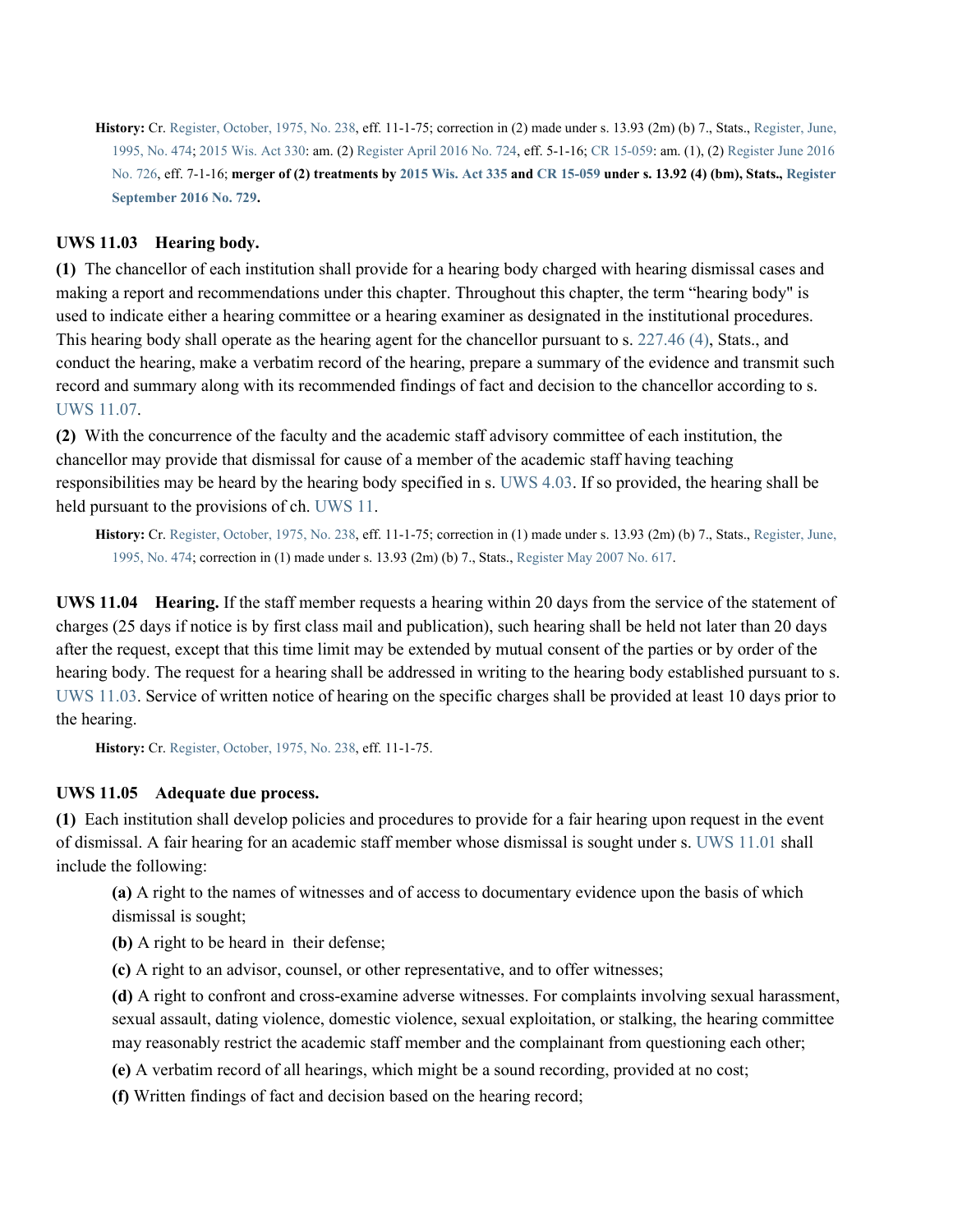**History:** Cr. Register, October, 1975, No. 238, eff. 11-1-75; correction in (2) made under s. 13.93 (2m) (b) 7., Stats., Register, June, 1995, No. 474; 2015 Wis. Act 330: am. (2) Register April 2016 No. 724, eff. 5-1-16; CR 15-059: am. (1), (2) Register June 2016 No. 726, eff. 7-1-16; **merger of (2) treatments by 2015 Wis. Act 335 and CR 15-059 under s. 13.92 (4) (bm), Stats., Register September 2016 No. 729.**

### UWS 11.03 Hearing body.

**(1)** The chancellor of each institution shall provide for a hearing body charged with hearing dismissal cases and making a report and recommendations under this chapter. Throughout this chapter, the term "hearing body" is used to indicate either a hearing committee or a hearing examiner as designated in the institutional procedures. This hearing body shall operate as the hearing agent for the chancellor pursuant to s. 227.46 (4), Stats., and conduct the hearing, make a verbatim record of the hearing, prepare a summary of the evidence and transmit such record and summary along with its recommended findings of fact and decision to the chancellor according to s. UWS 11.07.

**(2)** With the concurrence of the faculty and the academic staff advisory committee of each institution, the chancellor may provide that dismissal for cause of a member of the academic staff having teaching responsibilities may be heard by the hearing body specified in s. UWS 4.03. If so provided, the hearing shall be held pursuant to the provisions of ch. UWS 11.

**History:** Cr. Register, October, 1975, No. 238, eff. 11-1-75; correction in (1) made under s. 13.93 (2m) (b) 7., Stats., Register, June, 1995, No. 474; correction in (1) made under s. 13.93 (2m) (b) 7., Stats., Register May 2007 No. 617.

**UWS 11.04 Hearing.** If the staff member requests a hearing within 20 days from the service of the statement of charges (25 days if notice is by first class mail and publication), such hearing shall be held not later than 20 days after the request, except that this time limit may be extended by mutual consent of the parties or by order of the hearing body. The request for a hearing shall be addressed in writing to the hearing body established pursuant to s. UWS 11.03. Service of written notice of hearing on the specific charges shall be provided at least 10 days prior to the hearing.

**History:** Cr. Register, October, 1975, No. 238, eff. 11-1-75.

### UWS 11.05 Adequate due process.

**(1)** Each institution shall develop policies and procedures to provide for a fair hearing upon request in the event of dismissal. A fair hearing for an academic staff member whose dismissal is sought under s. UWS 11.01 shall include the following:

**(a)** A right to the names of witnesses and of access to documentary evidence upon the basis of which dismissal is sought;

**(b)** A right to be heard in their defense;

**(c)** A right to an advisor, counsel, or other representative, and to offer witnesses;

**(d)** A right to confront and cross-examine adverse witnesses. For complaints involving sexual harassment, sexual assault, dating violence, domestic violence, sexual exploitation, or stalking, the hearing committee may reasonably restrict the academic staff member and the complainant from questioning each other;

**(e)** A verbatim record of all hearings, which might be a sound recording, provided at no cost;

**(f)** Written findings of fact and decision based on the hearing record;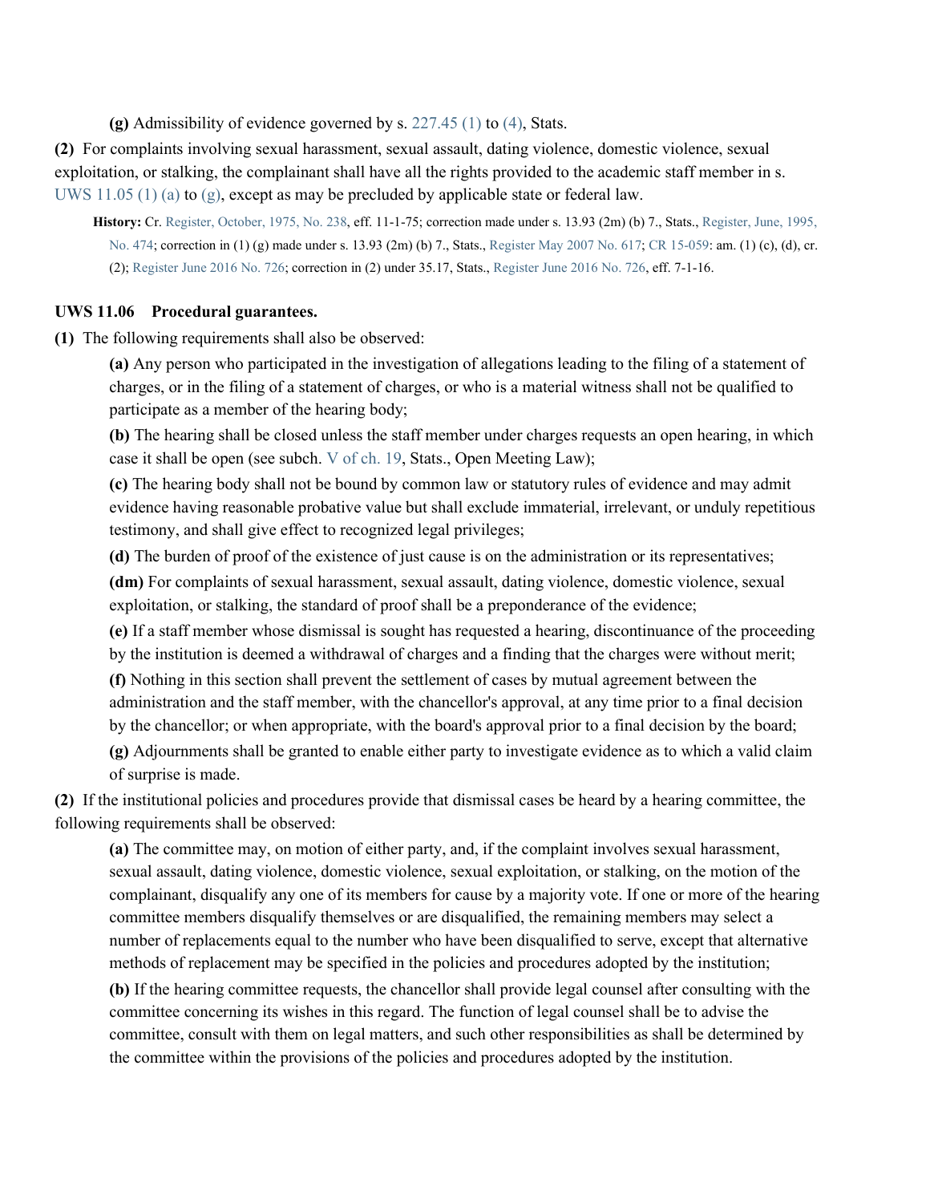**(g)** Admissibility of evidence governed by s. 227.45 (1) to (4), Stats.

**(2)** For complaints involving sexual harassment, sexual assault, dating violence, domestic violence, sexual exploitation, or stalking, the complainant shall have all the rights provided to the academic staff member in s. UWS 11.05 (1) (a) to (g), except as may be precluded by applicable state or federal law.

**History:** Cr. Register, October, 1975, No. 238, eff. 11-1-75; correction made under s. 13.93 (2m) (b) 7., Stats., Register, June, 1995, No. 474; correction in (1) (g) made under s. 13.93 (2m) (b) 7., Stats., Register May 2007 No. 617; CR 15-059: am. (1) (c), (d), cr. (2); Register June 2016 No. 726; correction in (2) under 35.17, Stats., Register June 2016 No. 726, eff. 7-1-16.

### UWS 11.06 Procedural guarantees.

**(1)** The following requirements shall also be observed:

**(a)** Any person who participated in the investigation of allegations leading to the filing of a statement of charges, or in the filing of a statement of charges, or who is a material witness shall not be qualified to participate as a member of the hearing body;

**(b)** The hearing shall be closed unless the staff member under charges requests an open hearing, in which case it shall be open (see subch. V of ch. 19, Stats., Open Meeting Law);

**(c)** The hearing body shall not be bound by common law or statutory rules of evidence and may admit evidence having reasonable probative value but shall exclude immaterial, irrelevant, or unduly repetitious testimony, and shall give effect to recognized legal privileges;

**(d)** The burden of proof of the existence of just cause is on the administration or its representatives;

**(dm)** For complaints of sexual harassment, sexual assault, dating violence, domestic violence, sexual exploitation, or stalking, the standard of proof shall be a preponderance of the evidence;

**(e)** If a staff member whose dismissal is sought has requested a hearing, discontinuance of the proceeding by the institution is deemed a withdrawal of charges and a finding that the charges were without merit;

**(f)** Nothing in this section shall prevent the settlement of cases by mutual agreement between the administration and the staff member, with the chancellor's approval, at any time prior to a final decision by the chancellor; or when appropriate, with the board's approval prior to a final decision by the board;

**(g)** Adjournments shall be granted to enable either party to investigate evidence as to which a valid claim of surprise is made.

**(2)** If the institutional policies and procedures provide that dismissal cases be heard by a hearing committee, the following requirements shall be observed:

**(a)** The committee may, on motion of either party, and, if the complaint involves sexual harassment, sexual assault, dating violence, domestic violence, sexual exploitation, or stalking, on the motion of the complainant, disqualify any one of its members for cause by a majority vote. If one or more of the hearing committee members disqualify themselves or are disqualified, the remaining members may select a number of replacements equal to the number who have been disqualified to serve, except that alternative methods of replacement may be specified in the policies and procedures adopted by the institution;

**(b)** If the hearing committee requests, the chancellor shall provide legal counsel after consulting with the committee concerning its wishes in this regard. The function of legal counsel shall be to advise the committee, consult with them on legal matters, and such other responsibilities as shall be determined by the committee within the provisions of the policies and procedures adopted by the institution.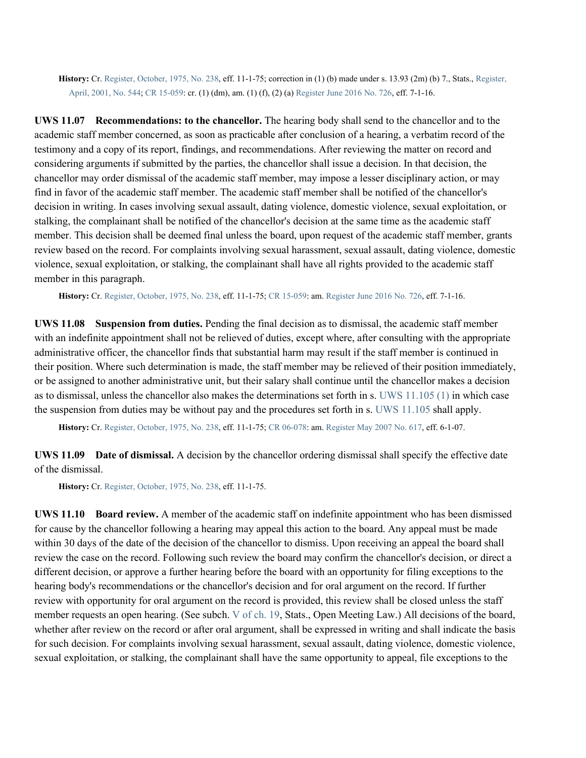**History:** Cr. Register, October, 1975, No. 238, eff. 11-1-75; correction in (1) (b) made under s. 13.93 (2m) (b) 7., Stats., Register, April, 2001, No. 544; CR 15-059: cr. (1) (dm), am. (1) (f), (2) (a) Register June 2016 No. 726, eff. 7-1-16.

**UWS 11.07 Recommendations: to the chancellor.** The hearing body shall send to the chancellor and to the academic staff member concerned, as soon as practicable after conclusion of a hearing, a verbatim record of the testimony and a copy of its report, findings, and recommendations. After reviewing the matter on record and considering arguments if submitted by the parties, the chancellor shall issue a decision. In that decision, the chancellor may order dismissal of the academic staff member, may impose a lesser disciplinary action, or may find in favor of the academic staff member. The academic staff member shall be notified of the chancellor's decision in writing. In cases involving sexual assault, dating violence, domestic violence, sexual exploitation, or stalking, the complainant shall be notified of the chancellor's decision at the same time as the academic staff member. This decision shall be deemed final unless the board, upon request of the academic staff member, grants review based on the record. For complaints involving sexual harassment, sexual assault, dating violence, domestic violence, sexual exploitation, or stalking, the complainant shall have all rights provided to the academic staff member in this paragraph.

**History:** Cr. Register, October, 1975, No. 238, eff. 11-1-75; CR 15-059: am. Register June 2016 No. 726, eff. 7-1-16.

**UWS 11.08 Suspension from duties.** Pending the final decision as to dismissal, the academic staff member with an indefinite appointment shall not be relieved of duties, except where, after consulting with the appropriate administrative officer, the chancellor finds that substantial harm may result if the staff member is continued in their position. Where such determination is made, the staff member may be relieved of their position immediately, or be assigned to another administrative unit, but their salary shall continue until the chancellor makes a decision as to dismissal, unless the chancellor also makes the determinations set forth in s. UWS 11.105 (1) in which case the suspension from duties may be without pay and the procedures set forth in s. UWS 11.105 shall apply.

**History:** Cr. Register, October, 1975, No. 238, eff. 11-1-75; CR 06-078: am. Register May 2007 No. 617, eff. 6-1-07.

**UWS 11.09 Date of dismissal.** A decision by the chancellor ordering dismissal shall specify the effective date of the dismissal.

**History:** Cr. Register, October, 1975, No. 238, eff. 11-1-75.

**UWS 11.10 Board review.** A member of the academic staff on indefinite appointment who has been dismissed for cause by the chancellor following a hearing may appeal this action to the board. Any appeal must be made within 30 days of the date of the decision of the chancellor to dismiss. Upon receiving an appeal the board shall review the case on the record. Following such review the board may confirm the chancellor's decision, or direct a different decision, or approve a further hearing before the board with an opportunity for filing exceptions to the hearing body's recommendations or the chancellor's decision and for oral argument on the record. If further review with opportunity for oral argument on the record is provided, this review shall be closed unless the staff member requests an open hearing. (See subch. V of ch. 19, Stats., Open Meeting Law.) All decisions of the board, whether after review on the record or after oral argument, shall be expressed in writing and shall indicate the basis for such decision. For complaints involving sexual harassment, sexual assault, dating violence, domestic violence, sexual exploitation, or stalking, the complainant shall have the same opportunity to appeal, file exceptions to the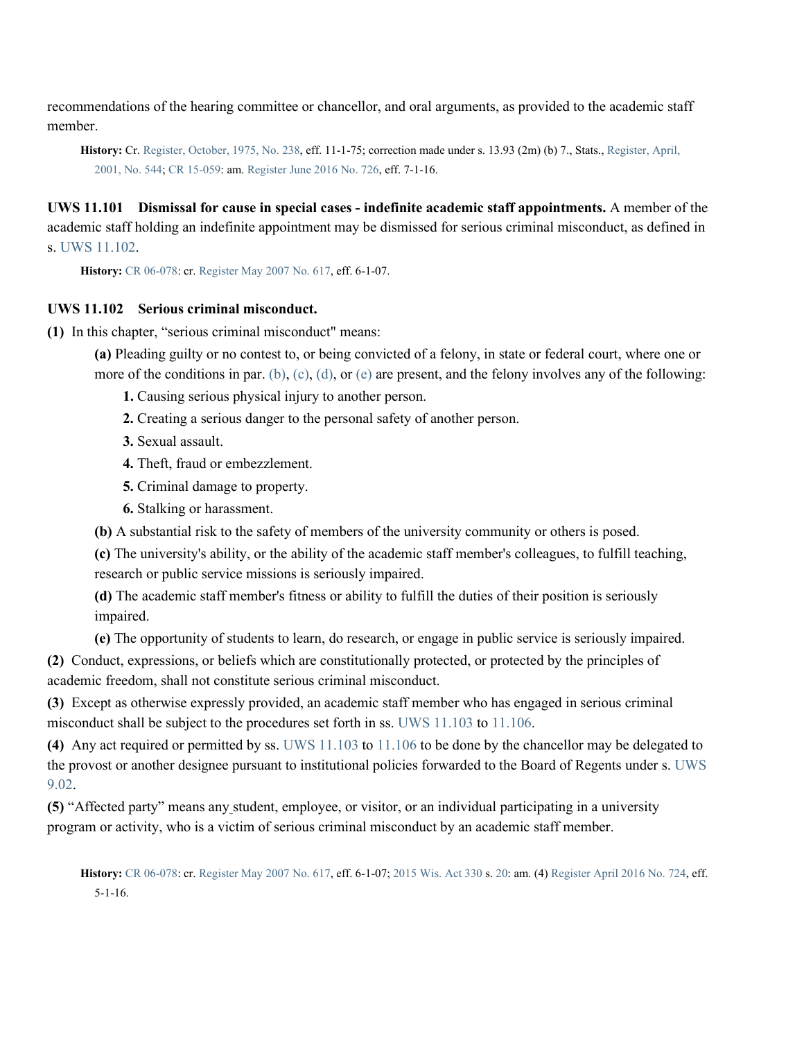recommendations of the hearing committee or chancellor, and oral arguments, as provided to the academic staff member.

**History:** Cr. Register, October, 1975, No. 238, eff. 11-1-75; correction made under s. 13.93 (2m) (b) 7., Stats., Register, April, 2001, No. 544; CR 15-059: am. Register June 2016 No. 726, eff. 7-1-16.

**UWS 11.101 Dismissal for cause in special cases - indefinite academic staff appointments.** A member of the academic staff holding an indefinite appointment may be dismissed for serious criminal misconduct, as defined in s. UWS 11.102.

**History:** CR 06-078: cr. Register May 2007 No. 617, eff. 6-1-07.

**UWS 11.102 Serious criminal misconduct.**

**(1)** In this chapter, "serious criminal misconduct" means:

**(a)** Pleading guilty or no contest to, or being convicted of a felony, in state or federal court, where one or more of the conditions in par. (b), (c), (d), or (e) are present, and the felony involves any of the following:

**1.** Causing serious physical injury to another person.

**2.** Creating a serious danger to the personal safety of another person.

**3.** Sexual assault.

**4.** Theft, fraud or embezzlement.

**5.** Criminal damage to property.

**6.** Stalking or harassment.

**(b)** A substantial risk to the safety of members of the university community or others is posed.

**(c)** The university's ability, or the ability of the academic staff member's colleagues, to fulfill teaching, research or public service missions is seriously impaired.

**(d)** The academic staff member's fitness or ability to fulfill the duties of their position is seriously impaired.

**(e)** The opportunity of students to learn, do research, or engage in public service is seriously impaired.

**(2)** Conduct, expressions, or beliefs which are constitutionally protected, or protected by the principles of academic freedom, shall not constitute serious criminal misconduct.

**(3)** Except as otherwise expressly provided, an academic staff member who has engaged in serious criminal misconduct shall be subject to the procedures set forth in ss. UWS 11.103 to 11.106.

**(4)** Any act required or permitted by ss. UWS 11.103 to 11.106 to be done by the chancellor may be delegated to the provost or another designee pursuant to institutional policies forwarded to the Board of Regents under s. UWS 9.02.

**(5)** "Affected party" means any student, employee, or visitor, or an individual participating in a university program or activity, who is a victim of serious criminal misconduct by an academic staff member.

**History:** CR 06-078: cr. Register May 2007 No. 617, eff. 6-1-07; 2015 Wis. Act 330 s. 20: am. (4) Register April 2016 No. 724, eff. 5-1-16.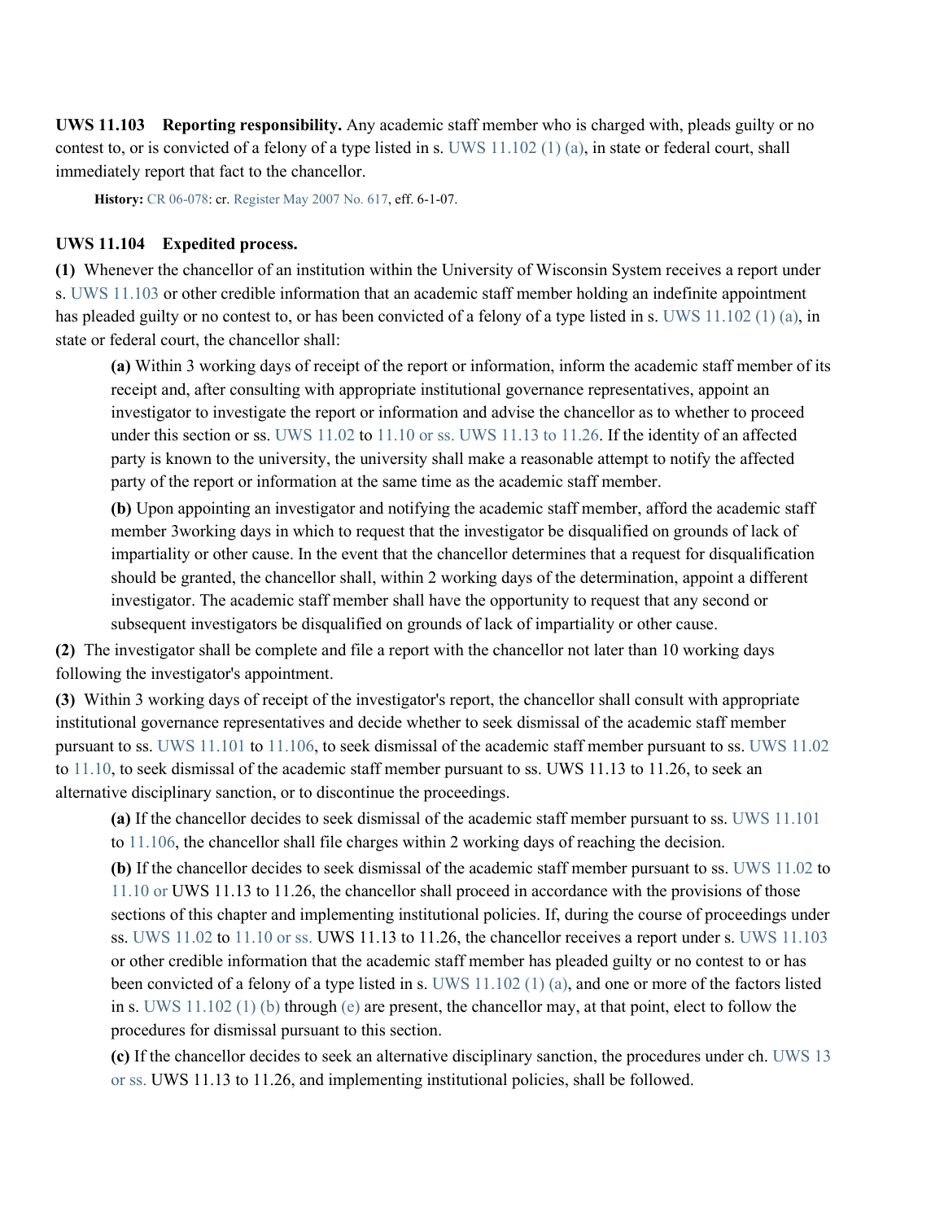**UWS 11.103 Reporting responsibility.** Any academic staff member who is charged with, pleads guilty or no contest to, or is convicted of a felony of a type listed in s. UWS 11.102 (1) (a), in state or federal court, shall immediately report that fact to the chancellor.

**History:** CR 06-078: cr. Register May 2007 No. 617, eff. 6-1-07.

**UWS 11.104 Expedited process.**

**(1)** Whenever the chancellor of an institution within the University of Wisconsin System receives a report under s. UWS 11.103 or other credible information that an academic staff member holding an indefinite appointment has pleaded guilty or no contest to, or has been convicted of a felony of a type listed in s. UWS 11.102 (1) (a), in state or federal court, the chancellor shall:

**(a)** Within 3 working days of receipt of the report or information, inform the academic staff member of its receipt and, after consulting with appropriate institutional governance representatives, appoint an investigator to investigate the report or information and advise the chancellor as to whether to proceed under this section or ss. UWS 11.02 to 11.10 or ss. UWS 11.13 to 11.26. If the identity of an affected party is known to the university, the university shall make a reasonable attempt to notify the affected party of the report or information at the same time as the academic staff member.

**(b)** Upon appointing an investigator and notifying the academic staff member, afford the academic staff member 3working days in which to request that the investigator be disqualified on grounds of lack of impartiality or other cause. In the event that the chancellor determines that a request for disqualification should be granted, the chancellor shall, within 2 working days of the determination, appoint a different investigator. The academic staff member shall have the opportunity to request that any second or subsequent investigators be disqualified on grounds of lack of impartiality or other cause.

**(2)** The investigator shall be complete and file a report with the chancellor not later than 10 working days following the investigator's appointment.

**(3)** Within 3 working days of receipt of the investigator's report, the chancellor shall consult with appropriate institutional governance representatives and decide whether to seek dismissal of the academic staff member pursuant to ss. UWS 11.101 to 11.106, to seek dismissal of the academic staff member pursuant to ss. UWS 11.02 to 11.10, to seek dismissal of the academic staff member pursuant to ss. UWS 11.13 to 11.26, to seek an alternative disciplinary sanction, or to discontinue the proceedings.

**(a)** If the chancellor decides to seek dismissal of the academic staff member pursuant to ss. UWS 11.101 to 11.106, the chancellor shall file charges within 2 working days of reaching the decision.

**(b)** If the chancellor decides to seek dismissal of the academic staff member pursuant to ss. UWS 11.02 to 11.10 or UWS 11.13 to 11.26, the chancellor shall proceed in accordance with the provisions of those sections of this chapter and implementing institutional policies. If, during the course of proceedings under ss. UWS 11.02 to 11.10 or ss. UWS 11.13 to 11.26, the chancellor receives a report under s. UWS 11.103 or other credible information that the academic staff member has pleaded guilty or no contest to or has been convicted of a felony of a type listed in s. UWS 11.102 (1) (a), and one or more of the factors listed in s. UWS 11.102 (1) (b) through (e) are present, the chancellor may, at that point, elect to follow the procedures for dismissal pursuant to this section.

**(c)** If the chancellor decides to seek an alternative disciplinary sanction, the procedures under ch. UWS 13 or ss. UWS 11.13 to 11.26, and implementing institutional policies, shall be followed.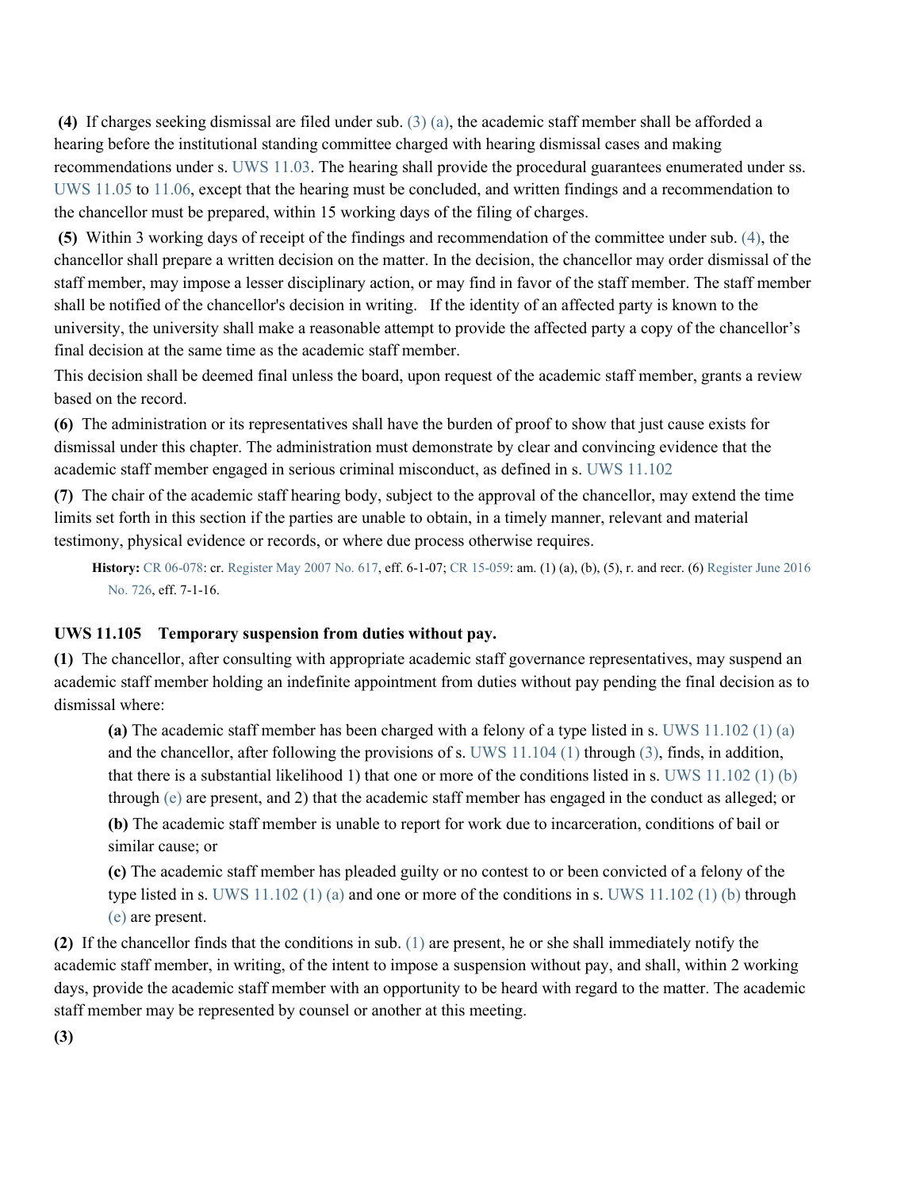**(4)** If charges seeking dismissal are filed under sub. (3) (a), the academic staff member shall be afforded a hearing before the institutional standing committee charged with hearing dismissal cases and making recommendations under s. UWS 11.03. The hearing shall provide the procedural guarantees enumerated under ss. UWS 11.05 to 11.06, except that the hearing must be concluded, and written findings and a recommendation to the chancellor must be prepared, within 15 working days of the filing of charges.

**(5)** Within 3 working days of receipt of the findings and recommendation of the committee under sub. (4), the chancellor shall prepare a written decision on the matter. In the decision, the chancellor may order dismissal of the staff member, may impose a lesser disciplinary action, or may find in favor of the staff member. The staff member shall be notified of the chancellor's decision in writing. If the identity of an affected party is known to the university, the university shall make a reasonable attempt to provide the affected party a copy of the chancellor's final decision at the same time as the academic staff member.

This decision shall be deemed final unless the board, upon request of the academic staff member, grants a review based on the record.

**(6)** The administration or its representatives shall have the burden of proof to show that just cause exists for dismissal under this chapter. The administration must demonstrate by clear and convincing evidence that the academic staff member engaged in serious criminal misconduct, as defined in s. UWS 11.102

**(7)** The chair of the academic staff hearing body, subject to the approval of the chancellor, may extend the time limits set forth in this section if the parties are unable to obtain, in a timely manner, relevant and material testimony, physical evidence or records, or where due process otherwise requires.

**History:** CR 06-078: cr. Register May 2007 No. 617, eff. 6-1-07; CR 15-059: am. (1) (a), (b), (5), r. and recr. (6) Register June 2016 No. 726, eff. 7-1-16.

### UWS 11.105 Temporary suspension from duties without pay.

**(1)** The chancellor, after consulting with appropriate academic staff governance representatives, may suspend an academic staff member holding an indefinite appointment from duties without pay pending the final decision as to dismissal where:

**(a)** The academic staff member has been charged with a felony of a type listed in s. UWS 11.102 (1) (a) and the chancellor, after following the provisions of s. UWS 11.104 (1) through (3), finds, in addition, that there is a substantial likelihood 1) that one or more of the conditions listed in s. UWS 11.102 (1) (b) through (e) are present, and 2) that the academic staff member has engaged in the conduct as alleged; or

**(b)** The academic staff member is unable to report for work due to incarceration, conditions of bail or similar cause; or

**(c)** The academic staff member has pleaded guilty or no contest to or been convicted of a felony of the type listed in s. UWS 11.102 (1) (a) and one or more of the conditions in s. UWS 11.102 (1) (b) through (e) are present.

**(2)** If the chancellor finds that the conditions in sub. (1) are present, he or she shall immediately notify the academic staff member, in writing, of the intent to impose a suspension without pay, and shall, within 2 working days, provide the academic staff member with an opportunity to be heard with regard to the matter. The academic staff member may be represented by counsel or another at this meeting.

**(3)**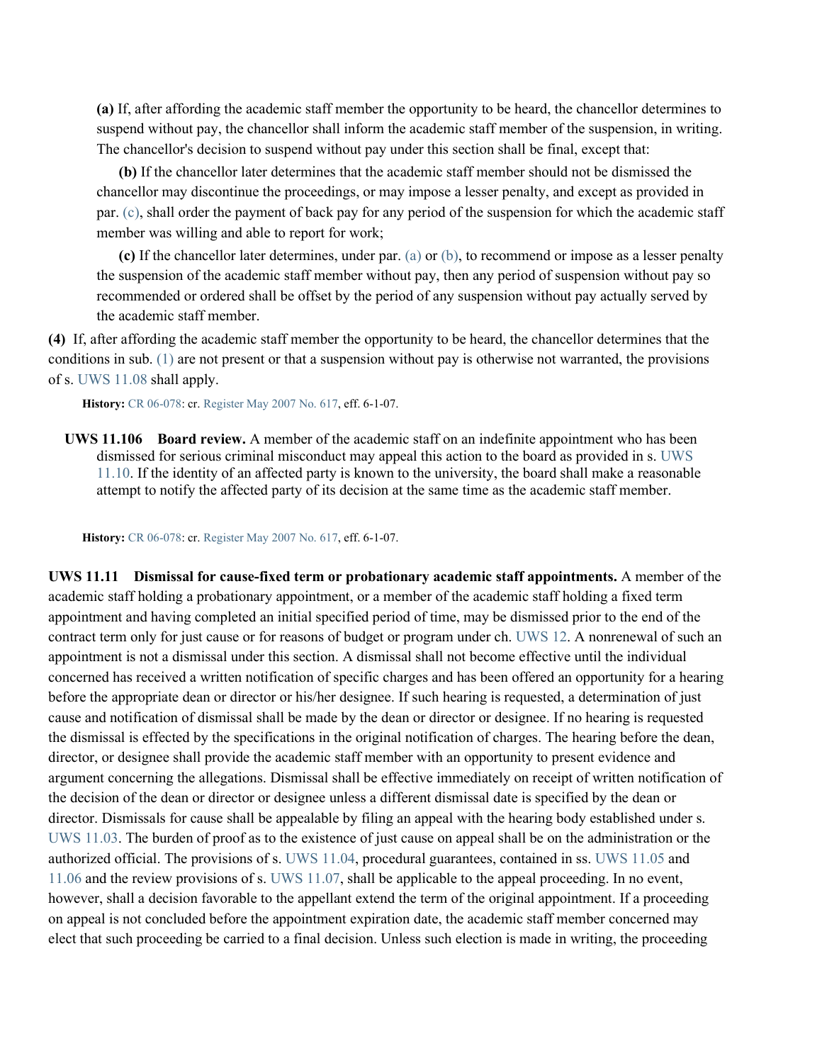**(a)** If, after affording the academic staff member the opportunity to be heard, the chancellor determines to suspend without pay, the chancellor shall inform the academic staff member of the suspension, in writing. The chancellor's decision to suspend without pay under this section shall be final, except that:

**(b)** If the chancellor later determines that the academic staff member should not be dismissed the chancellor may discontinue the proceedings, or may impose a lesser penalty, and except as provided in par. (c), shall order the payment of back pay for any period of the suspension for which the academic staff member was willing and able to report for work;

**(c)** If the chancellor later determines, under par. (a) or (b), to recommend or impose as a lesser penalty the suspension of the academic staff member without pay, then any period of suspension without pay so recommended or ordered shall be offset by the period of any suspension without pay actually served by the academic staff member.

**(4)** If, after affording the academic staff member the opportunity to be heard, the chancellor determines that the conditions in sub. (1) are not present or that a suspension without pay is otherwise not warranted, the provisions of s. UWS 11.08 shall apply.

**History:** CR 06-078: cr. Register May 2007 No. 617, eff. 6-1-07.

**UWS 11.106 Board review.** A member of the academic staff on an indefinite appointment who has been dismissed for serious criminal misconduct may appeal this action to the board as provided in s. UWS 11.10. If the identity of an affected party is known to the university, the board shall make a reasonable attempt to notify the affected party of its decision at the same time as the academic staff member.

**History:** CR 06-078: cr. Register May 2007 No. 617, eff. 6-1-07.

**UWS 11.11 Dismissal for cause-fixed term or probationary academic staff appointments.** A member of the academic staff holding a probationary appointment, or a member of the academic staff holding a fixed term appointment and having completed an initial specified period of time, may be dismissed prior to the end of the contract term only for just cause or for reasons of budget or program under ch. UWS 12. A nonrenewal of such an appointment is not a dismissal under this section. A dismissal shall not become effective until the individual concerned has received a written notification of specific charges and has been offered an opportunity for a hearing before the appropriate dean or director or his/her designee. If such hearing is requested, a determination of just cause and notification of dismissal shall be made by the dean or director or designee. If no hearing is requested the dismissal is effected by the specifications in the original notification of charges. The hearing before the dean, director, or designee shall provide the academic staff member with an opportunity to present evidence and argument concerning the allegations. Dismissal shall be effective immediately on receipt of written notification of the decision of the dean or director or designee unless a different dismissal date is specified by the dean or director. Dismissals for cause shall be appealable by filing an appeal with the hearing body established under s. UWS 11.03. The burden of proof as to the existence of just cause on appeal shall be on the administration or the authorized official. The provisions of s. UWS 11.04, procedural guarantees, contained in ss. UWS 11.05 and 11.06 and the review provisions of s. UWS 11.07, shall be applicable to the appeal proceeding. In no event, however, shall a decision favorable to the appellant extend the term of the original appointment. If a proceeding on appeal is not concluded before the appointment expiration date, the academic staff member concerned may elect that such proceeding be carried to a final decision. Unless such election is made in writing, the proceeding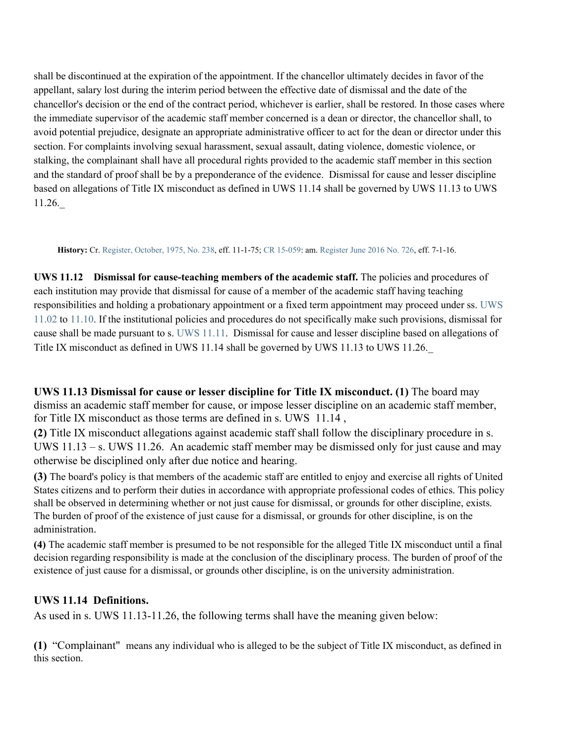shall be discontinued at the expiration of the appointment. If the chancellor ultimately decides in favor of the appellant, salary lost during the interim period between the effective date of dismissal and the date of the chancellor's decision or the end of the contract period, whichever is earlier, shall be restored. In those cases where the immediate supervisor of the academic staff member concerned is a dean or director, the chancellor shall, to avoid potential prejudice, designate an appropriate administrative officer to act for the dean or director under this section. For complaints involving sexual harassment, sexual assault, dating violence, domestic violence, or stalking, the complainant shall have all procedural rights provided to the academic staff member in this section and the standard of proof shall be by a preponderance of the evidence. Dismissal for cause and lesser discipline based on allegations of Title IX misconduct as defined in UWS 11.14 shall be governed by UWS 11.13 to UWS 11.26._

**History:** Cr. Register, October, 1975, No. 238, eff. 11-1-75; CR 15-059: am. Register June 2016 No. 726, eff. 7-1-16.

**UWS 11.12 Dismissal for cause-teaching members of the academic staff.** The policies and procedures of each institution may provide that dismissal for cause of a member of the academic staff having teaching responsibilities and holding a probationary appointment or a fixed term appointment may proceed under ss. UWS 11.02 to 11.10. If the institutional policies and procedures do not specifically make such provisions, dismissal for cause shall be made pursuant to s. UWS 11.11. Dismissal for cause and lesser discipline based on allegations of Title IX misconduct as defined in UWS 11.14 shall be governed by UWS 11.13 to UWS 11.26._

**UWS 11.13 Dismissal for cause or lesser discipline for Title IX misconduct. (1)** The board may dismiss an academic staff member for cause, or impose lesser discipline on an academic staff member, for Title IX misconduct as those terms are defined in s. UWS 11.14 ,

**(2)** Title IX misconduct allegations against academic staff shall follow the disciplinary procedure in s. UWS 11.13 – s. UWS 11.26. An academic staff member may be dismissed only for just cause and may otherwise be disciplined only after due notice and hearing.

**(3)** The board's policy is that members of the academic staff are entitled to enjoy and exercise all rights of United States citizens and to perform their duties in accordance with appropriate professional codes of ethics. This policy shall be observed in determining whether or not just cause for dismissal, or grounds for other discipline, exists. The burden of proof of the existence of just cause for a dismissal, or grounds for other discipline, is on the administration.

**(4)** The academic staff member is presumed to be not responsible for the alleged Title IX misconduct until a final decision regarding responsibility is made at the conclusion of the disciplinary process. The burden of proof of the existence of just cause for a dismissal, or grounds other discipline, is on the university administration.

**UWS 11.14 Definitions.**

As used in s. UWS 11.13-11.26, the following terms shall have the meaning given below:

**(1)** "Complainant" means any individual who is alleged to be the subject of Title IX misconduct, as defined in this section.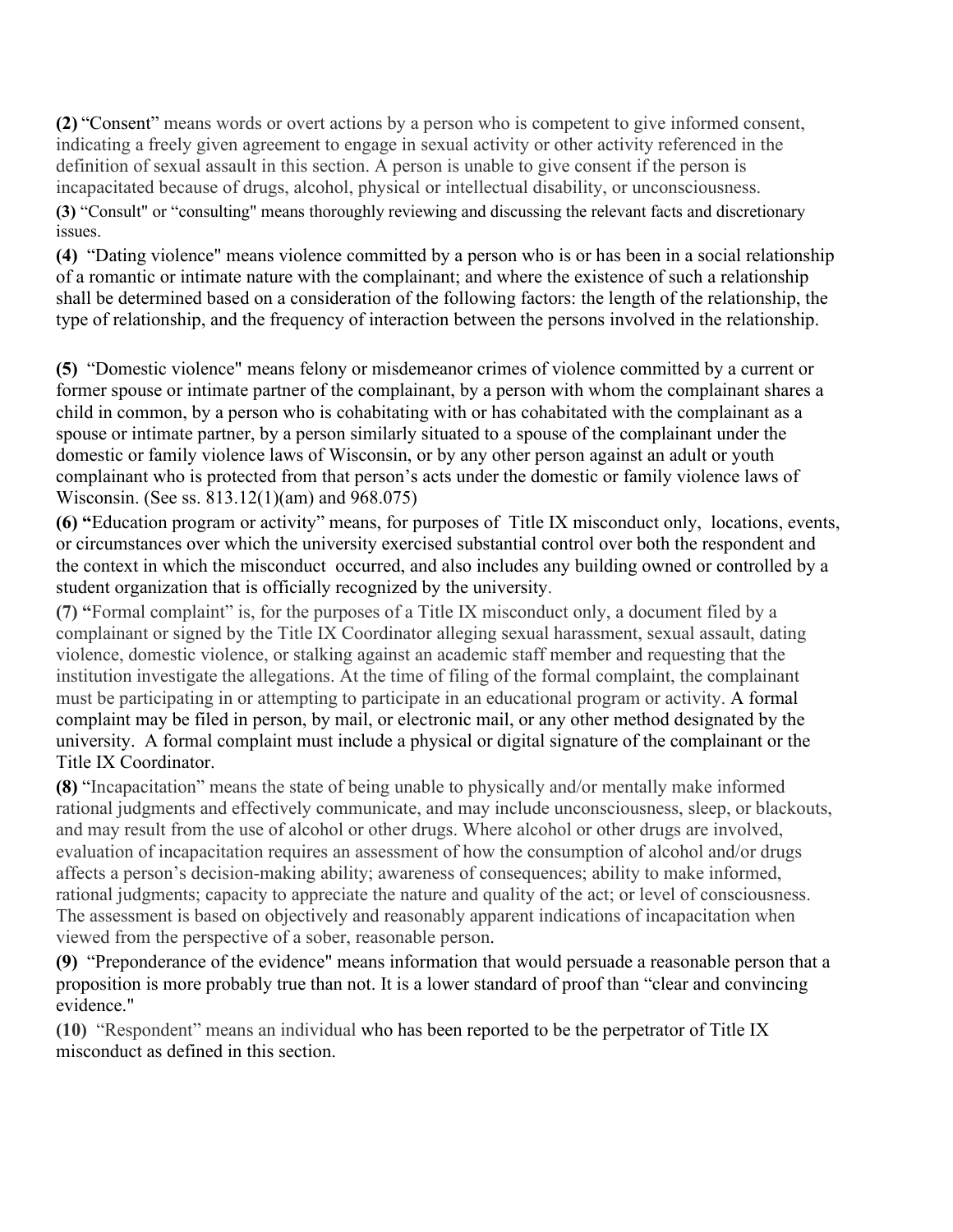**(2)** "Consent" means words or overt actions by a person who is competent to give informed consent, indicating a freely given agreement to engage in sexual activity or other activity referenced in the definition of sexual assault in this section. A person is unable to give consent if the person is incapacitated because of drugs, alcohol, physical or intellectual disability, or unconsciousness.

**(3)** "Consult" or "consulting" means thoroughly reviewing and discussing the relevant facts and discretionary issues.

**(4)** "Dating violence" means violence committed by a person who is or has been in a social relationship of a romantic or intimate nature with the complainant; and where the existence of such a relationship shall be determined based on a consideration of the following factors: the length of the relationship, the type of relationship, and the frequency of interaction between the persons involved in the relationship.

**(5)** "Domestic violence" means felony or misdemeanor crimes of violence committed by a current or former spouse or intimate partner of the complainant, by a person with whom the complainant shares a child in common, by a person who is cohabitating with or has cohabitated with the complainant as a spouse or intimate partner, by a person similarly situated to a spouse of the complainant under the domestic or family violence laws of Wisconsin, or by any other person against an adult or youth complainant who is protected from that person's acts under the domestic or family violence laws of Wisconsin. (See ss. 813.12(1)(am) and 968.075)

**(6)** "Education program or activity" means, for purposes of Title IX misconduct only, locations, events, or circumstances over which the university exercised substantial control over both the respondent and the context in which the misconduct occurred, and also includes any building owned or controlled by a student organization that is officially recognized by the university.

**(7)** "Formal complaint" is, for the purposes of a Title IX misconduct only, a document filed by a complainant or signed by the Title IX Coordinator alleging sexual harassment, sexual assault, dating violence, domestic violence, or stalking against an academic staff member and requesting that the institution investigate the allegations. At the time of filing of the formal complaint, the complainant must be participating in or attempting to participate in an educational program or activity. A formal complaint may be filed in person, by mail, or electronic mail, or any other method designated by the university. A formal complaint must include a physical or digital signature of the complainant or the Title IX Coordinator.

**(8)** "Incapacitation" means the state of being unable to physically and/or mentally make informed rational judgments and effectively communicate, and may include unconsciousness, sleep, or blackouts, and may result from the use of alcohol or other drugs. Where alcohol or other drugs are involved, evaluation of incapacitation requires an assessment of how the consumption of alcohol and/or drugs affects a person's decision-making ability; awareness of consequences; ability to make informed, rational judgments; capacity to appreciate the nature and quality of the act; or level of consciousness. The assessment is based on objectively and reasonably apparent indications of incapacitation when viewed from the perspective of a sober, reasonable person.

**(9)** "Preponderance of the evidence" means information that would persuade a reasonable person that a proposition is more probably true than not. It is a lower standard of proof than "clear and convincing evidence."

**(10)** "Respondent" means an individual who has been reported to be the perpetrator of Title IX misconduct as defined in this section.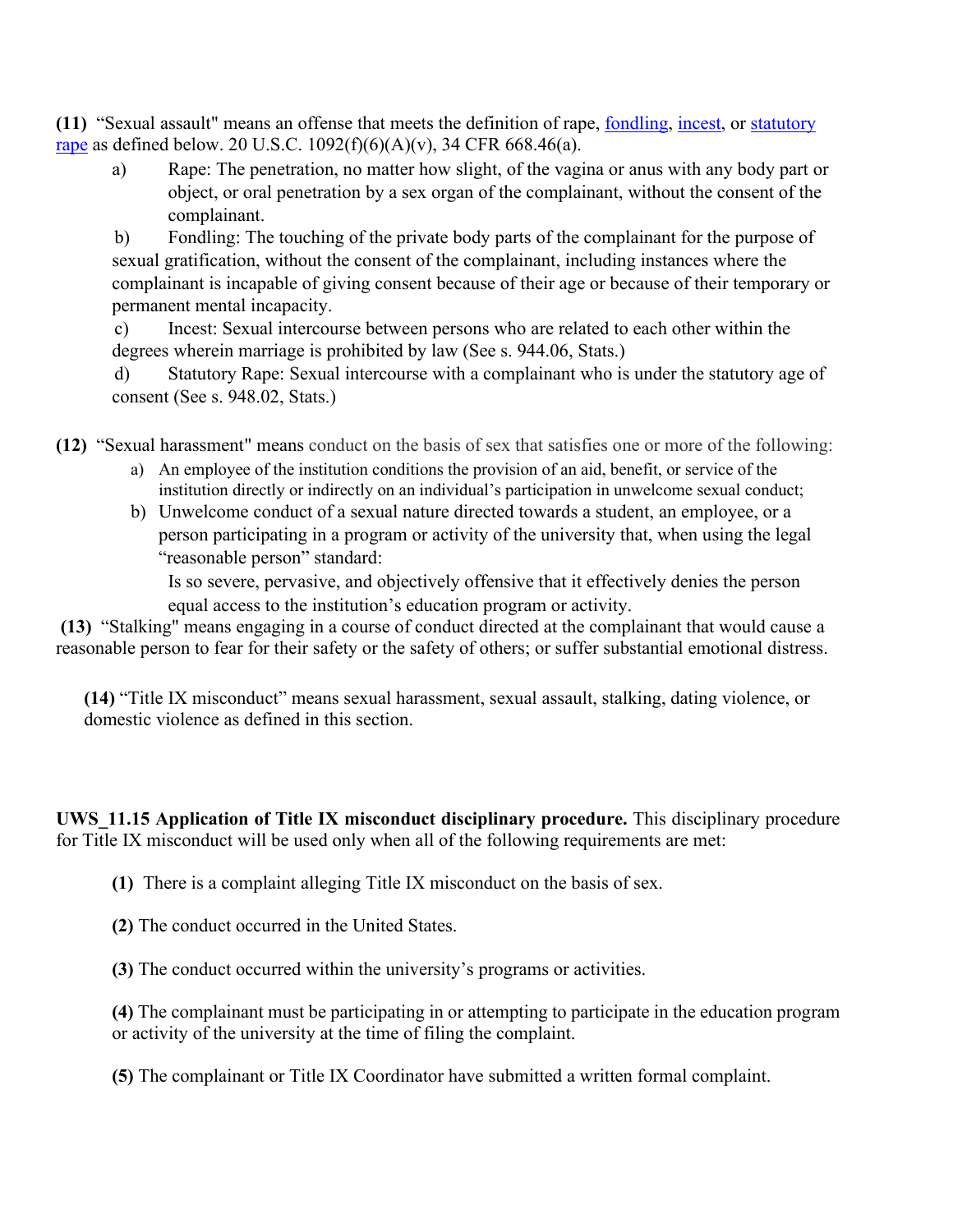**(11)** "Sexual assault" means an offense that meets the definition of rape, fondling, incest, or statutory rape as defined below. 20 U.S.C. 1092(f)(6)(A)(v), 34 CFR 668.46(a).

a) Rape: The penetration, no matter how slight, of the vagina or anus with any body part or object, or oral penetration by a sex organ of the complainant, without the consent of the complainant.

b) Fondling: The touching of the private body parts of the complainant for the purpose of sexual gratification, without the consent of the complainant, including instances where the complainant is incapable of giving consent because of their age or because of their temporary or permanent mental incapacity.

c) Incest: Sexual intercourse between persons who are related to each other within the degrees wherein marriage is prohibited by law (See s. 944.06, Stats.)

d) Statutory Rape: Sexual intercourse with a complainant who is under the statutory age of consent (See s. 948.02, Stats.)

**(12)** "Sexual harassment" means conduct on the basis of sex that satisfies one or more of the following:

a) An employee of the institution conditions the provision of an aid, benefit, or service of the institution directly or indirectly on an individual's participation in unwelcome sexual conduct;

b) Unwelcome conduct of a sexual nature directed towards a student, an employee, or a person participating in a program or activity of the university that, when using the legal "reasonable person" standard:

Is so severe, pervasive, and objectively offensive that it effectively denies the person equal access to the institution's education program or activity.

**(13)** "Stalking" means engaging in a course of conduct directed at the complainant that would cause a reasonable person to fear for their safety or the safety of others; or suffer substantial emotional distress.

**(14)** "Title IX misconduct" means sexual harassment, sexual assault, stalking, dating violence, or domestic violence as defined in this section.

**UWS_11.15 Application of Title IX misconduct disciplinary procedure.** This disciplinary procedure for Title IX misconduct will be used only when all of the following requirements are met:

**(1)** There is a complaint alleging Title IX misconduct on the basis of sex.

**(2)** The conduct occurred in the United States.

**(3)** The conduct occurred within the university's programs or activities.

**(4)** The complainant must be participating in or attempting to participate in the education program or activity of the university at the time of filing the complaint.

**(5)** The complainant or Title IX Coordinator have submitted a written formal complaint.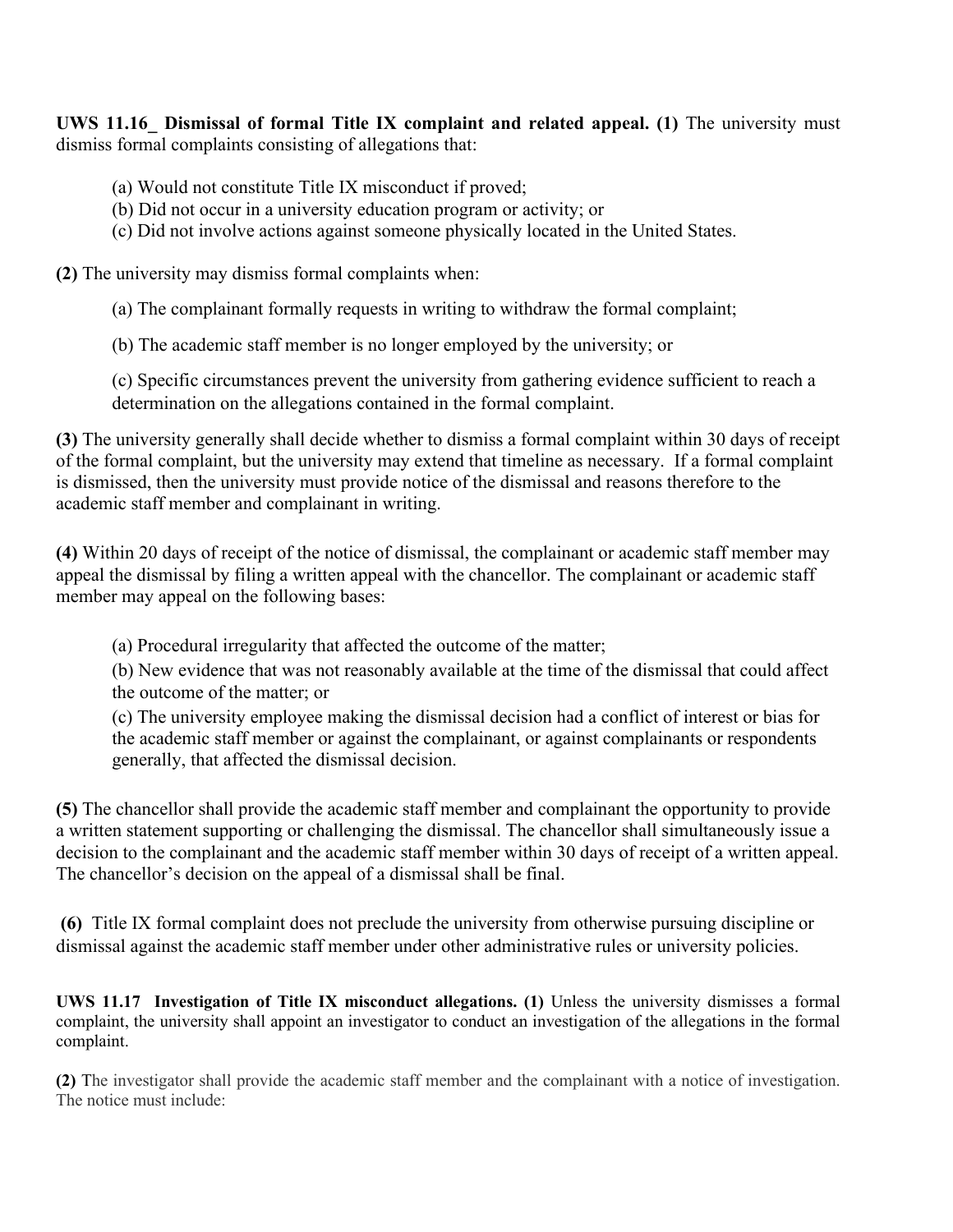**UWS 11.16_ Dismissal of formal Title IX complaint and related appeal. (1)** The university must dismiss formal complaints consisting of allegations that:

(a) Would not constitute Title IX misconduct if proved;
(b) Did not occur in a university education program or activity; or
(c) Did not involve actions against someone physically located in the United States.

**(2)** The university may dismiss formal complaints when:

(a) The complainant formally requests in writing to withdraw the formal complaint;

(b) The academic staff member is no longer employed by the university; or

(c) Specific circumstances prevent the university from gathering evidence sufficient to reach a determination on the allegations contained in the formal complaint.

**(3)** The university generally shall decide whether to dismiss a formal complaint within 30 days of receipt of the formal complaint, but the university may extend that timeline as necessary. If a formal complaint is dismissed, then the university must provide notice of the dismissal and reasons therefore to the academic staff member and complainant in writing.

**(4)** Within 20 days of receipt of the notice of dismissal, the complainant or academic staff member may appeal the dismissal by filing a written appeal with the chancellor. The complainant or academic staff member may appeal on the following bases:

(a) Procedural irregularity that affected the outcome of the matter;

(b) New evidence that was not reasonably available at the time of the dismissal that could affect the outcome of the matter; or

(c) The university employee making the dismissal decision had a conflict of interest or bias for the academic staff member or against the complainant, or against complainants or respondents generally, that affected the dismissal decision.

**(5)** The chancellor shall provide the academic staff member and complainant the opportunity to provide a written statement supporting or challenging the dismissal. The chancellor shall simultaneously issue a decision to the complainant and the academic staff member within 30 days of receipt of a written appeal. The chancellor's decision on the appeal of a dismissal shall be final.

**(6)** Title IX formal complaint does not preclude the university from otherwise pursuing discipline or dismissal against the academic staff member under other administrative rules or university policies.

**UWS 11.17 Investigation of Title IX misconduct allegations. (1)** Unless the university dismisses a formal complaint, the university shall appoint an investigator to conduct an investigation of the allegations in the formal complaint.

**(2)** The investigator shall provide the academic staff member and the complainant with a notice of investigation. The notice must include: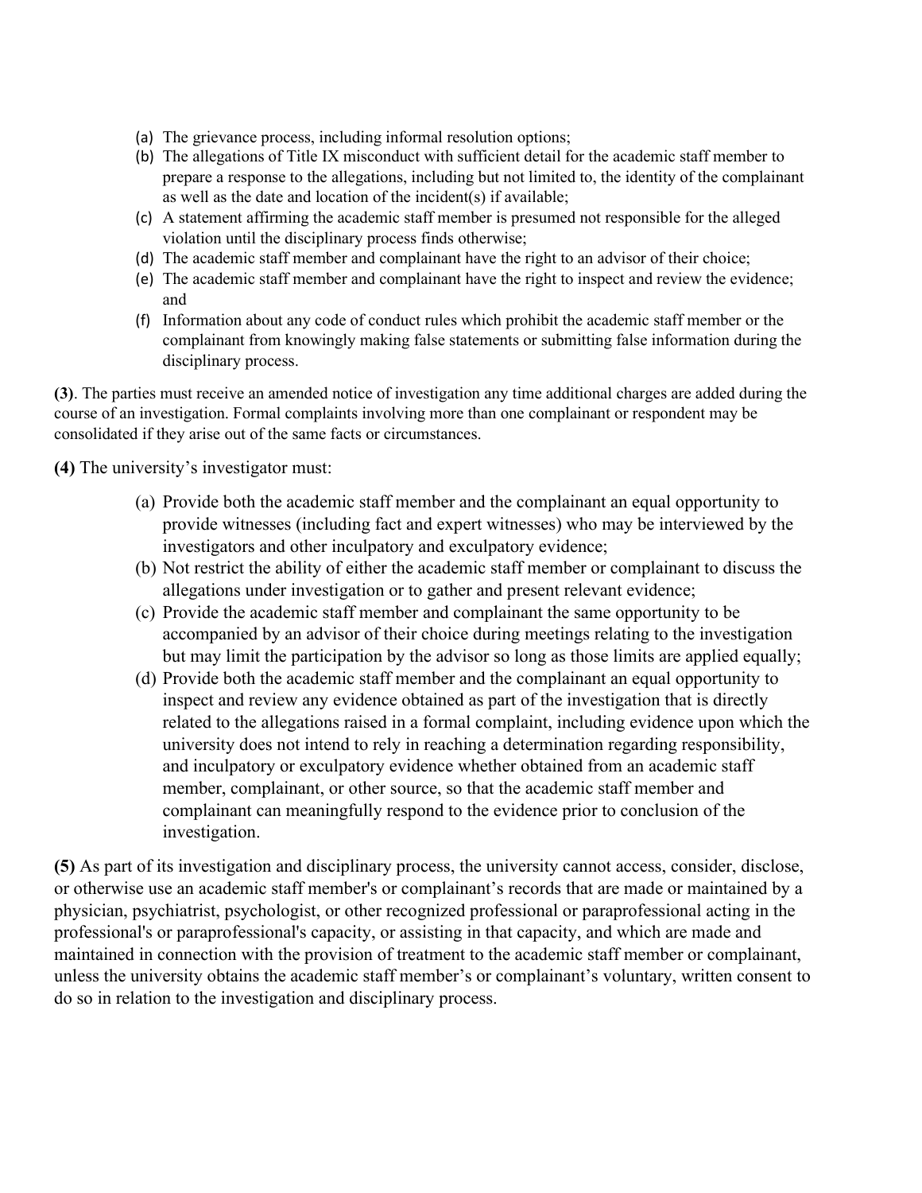(a) The grievance process, including informal resolution options;
(b) The allegations of Title IX misconduct with sufficient detail for the academic staff member to prepare a response to the allegations, including but not limited to, the identity of the complainant as well as the date and location of the incident(s) if available;
(c) A statement affirming the academic staff member is presumed not responsible for the alleged violation until the disciplinary process finds otherwise;
(d) The academic staff member and complainant have the right to an advisor of their choice;
(e) The academic staff member and complainant have the right to inspect and review the evidence; and
(f) Information about any code of conduct rules which prohibit the academic staff member or the complainant from knowingly making false statements or submitting false information during the disciplinary process.

**(3)**. The parties must receive an amended notice of investigation any time additional charges are added during the course of an investigation. Formal complaints involving more than one complainant or respondent may be consolidated if they arise out of the same facts or circumstances.

**(4)** The university's investigator must:

(a) Provide both the academic staff member and the complainant an equal opportunity to provide witnesses (including fact and expert witnesses) who may be interviewed by the investigators and other inculpatory and exculpatory evidence;
(b) Not restrict the ability of either the academic staff member or complainant to discuss the allegations under investigation or to gather and present relevant evidence;
(c) Provide the academic staff member and complainant the same opportunity to be accompanied by an advisor of their choice during meetings relating to the investigation but may limit the participation by the advisor so long as those limits are applied equally;
(d) Provide both the academic staff member and the complainant an equal opportunity to inspect and review any evidence obtained as part of the investigation that is directly related to the allegations raised in a formal complaint, including evidence upon which the university does not intend to rely in reaching a determination regarding responsibility, and inculpatory or exculpatory evidence whether obtained from an academic staff member, complainant, or other source, so that the academic staff member and complainant can meaningfully respond to the evidence prior to conclusion of the investigation.

**(5)** As part of its investigation and disciplinary process, the university cannot access, consider, disclose, or otherwise use an academic staff member's or complainant's records that are made or maintained by a physician, psychiatrist, psychologist, or other recognized professional or paraprofessional acting in the professional's or paraprofessional's capacity, or assisting in that capacity, and which are made and maintained in connection with the provision of treatment to the academic staff member or complainant, unless the university obtains the academic staff member's or complainant's voluntary, written consent to do so in relation to the investigation and disciplinary process.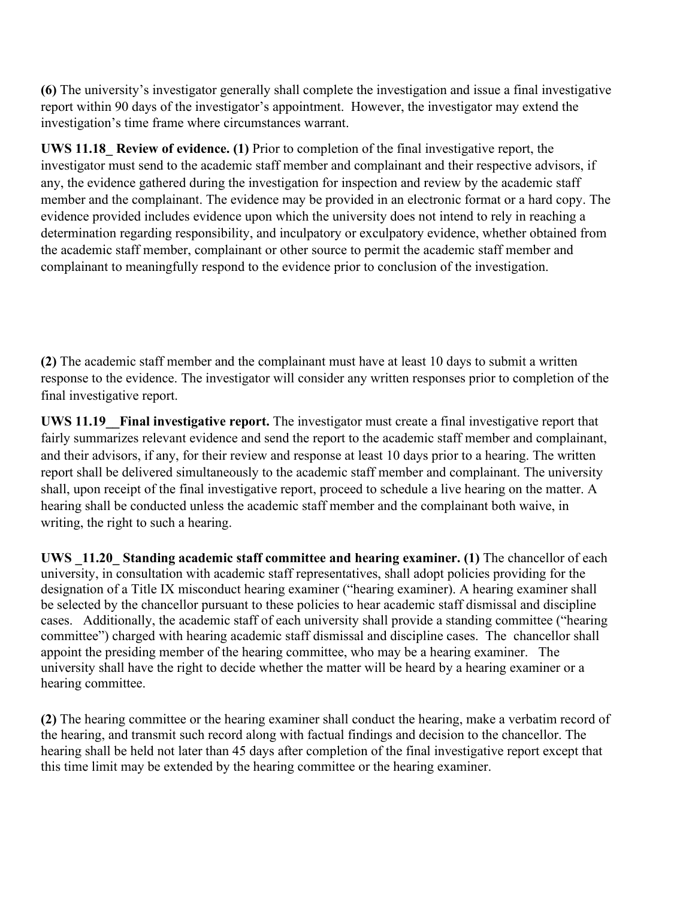**(6)** The university's investigator generally shall complete the investigation and issue a final investigative report within 90 days of the investigator's appointment. However, the investigator may extend the investigation's time frame where circumstances warrant.

**UWS 11.18_ Review of evidence. (1)** Prior to completion of the final investigative report, the investigator must send to the academic staff member and complainant and their respective advisors, if any, the evidence gathered during the investigation for inspection and review by the academic staff member and the complainant. The evidence may be provided in an electronic format or a hard copy. The evidence provided includes evidence upon which the university does not intend to rely in reaching a determination regarding responsibility, and inculpatory or exculpatory evidence, whether obtained from the academic staff member, complainant or other source to permit the academic staff member and complainant to meaningfully respond to the evidence prior to conclusion of the investigation.

**(2)** The academic staff member and the complainant must have at least 10 days to submit a written response to the evidence. The investigator will consider any written responses prior to completion of the final investigative report.

**UWS 11.19__Final investigative report.** The investigator must create a final investigative report that fairly summarizes relevant evidence and send the report to the academic staff member and complainant, and their advisors, if any, for their review and response at least 10 days prior to a hearing. The written report shall be delivered simultaneously to the academic staff member and complainant. The university shall, upon receipt of the final investigative report, proceed to schedule a live hearing on the matter. A hearing shall be conducted unless the academic staff member and the complainant both waive, in writing, the right to such a hearing.

**UWS _11.20_ Standing academic staff committee and hearing examiner. (1)** The chancellor of each university, in consultation with academic staff representatives, shall adopt policies providing for the designation of a Title IX misconduct hearing examiner ("hearing examiner). A hearing examiner shall be selected by the chancellor pursuant to these policies to hear academic staff dismissal and discipline cases. Additionally, the academic staff of each university shall provide a standing committee ("hearing committee") charged with hearing academic staff dismissal and discipline cases. The chancellor shall appoint the presiding member of the hearing committee, who may be a hearing examiner. The university shall have the right to decide whether the matter will be heard by a hearing examiner or a hearing committee.

**(2)** The hearing committee or the hearing examiner shall conduct the hearing, make a verbatim record of the hearing, and transmit such record along with factual findings and decision to the chancellor. The hearing shall be held not later than 45 days after completion of the final investigative report except that this time limit may be extended by the hearing committee or the hearing examiner.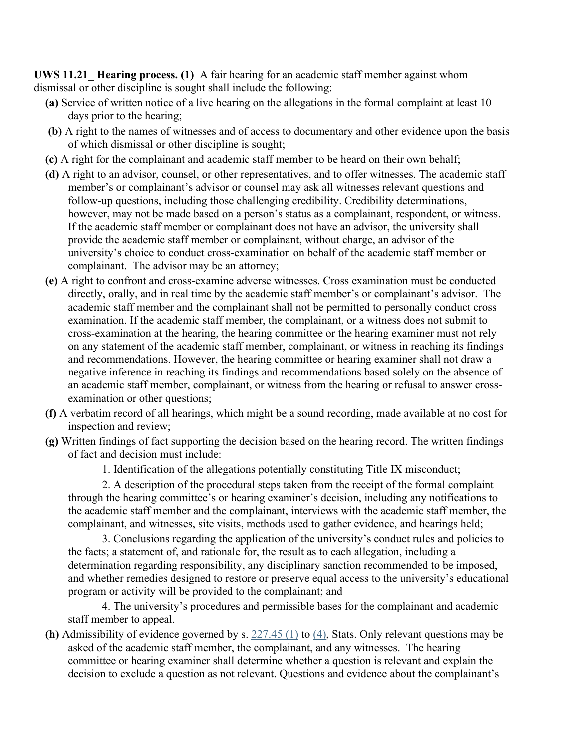**UWS 11.21_ Hearing process. (1)** A fair hearing for an academic staff member against whom dismissal or other discipline is sought shall include the following:

**(a)** Service of written notice of a live hearing on the allegations in the formal complaint at least 10 days prior to the hearing;

**(b)** A right to the names of witnesses and of access to documentary and other evidence upon the basis of which dismissal or other discipline is sought;

**(c)** A right for the complainant and academic staff member to be heard on their own behalf;

**(d)** A right to an advisor, counsel, or other representatives, and to offer witnesses. The academic staff member's or complainant's advisor or counsel may ask all witnesses relevant questions and follow-up questions, including those challenging credibility. Credibility determinations, however, may not be made based on a person's status as a complainant, respondent, or witness. If the academic staff member or complainant does not have an advisor, the university shall provide the academic staff member or complainant, without charge, an advisor of the university's choice to conduct cross-examination on behalf of the academic staff member or complainant. The advisor may be an attorney;

**(e)** A right to confront and cross-examine adverse witnesses. Cross examination must be conducted directly, orally, and in real time by the academic staff member's or complainant's advisor. The academic staff member and the complainant shall not be permitted to personally conduct cross examination. If the academic staff member, the complainant, or a witness does not submit to cross-examination at the hearing, the hearing committee or the hearing examiner must not rely on any statement of the academic staff member, complainant, or witness in reaching its findings and recommendations. However, the hearing committee or hearing examiner shall not draw a negative inference in reaching its findings and recommendations based solely on the absence of an academic staff member, complainant, or witness from the hearing or refusal to answer cross-examination or other questions;

**(f)** A verbatim record of all hearings, which might be a sound recording, made available at no cost for inspection and review;

**(g)** Written findings of fact supporting the decision based on the hearing record. The written findings of fact and decision must include:

1. Identification of the allegations potentially constituting Title IX misconduct;

2. A description of the procedural steps taken from the receipt of the formal complaint through the hearing committee's or hearing examiner's decision, including any notifications to the academic staff member and the complainant, interviews with the academic staff member, the complainant, and witnesses, site visits, methods used to gather evidence, and hearings held;

3. Conclusions regarding the application of the university's conduct rules and policies to the facts; a statement of, and rationale for, the result as to each allegation, including a determination regarding responsibility, any disciplinary sanction recommended to be imposed, and whether remedies designed to restore or preserve equal access to the university's educational program or activity will be provided to the complainant; and

4. The university's procedures and permissible bases for the complainant and academic staff member to appeal.

**(h)** Admissibility of evidence governed by s. 227.45 (1) to (4), Stats. Only relevant questions may be asked of the academic staff member, the complainant, and any witnesses. The hearing committee or hearing examiner shall determine whether a question is relevant and explain the decision to exclude a question as not relevant. Questions and evidence about the complainant's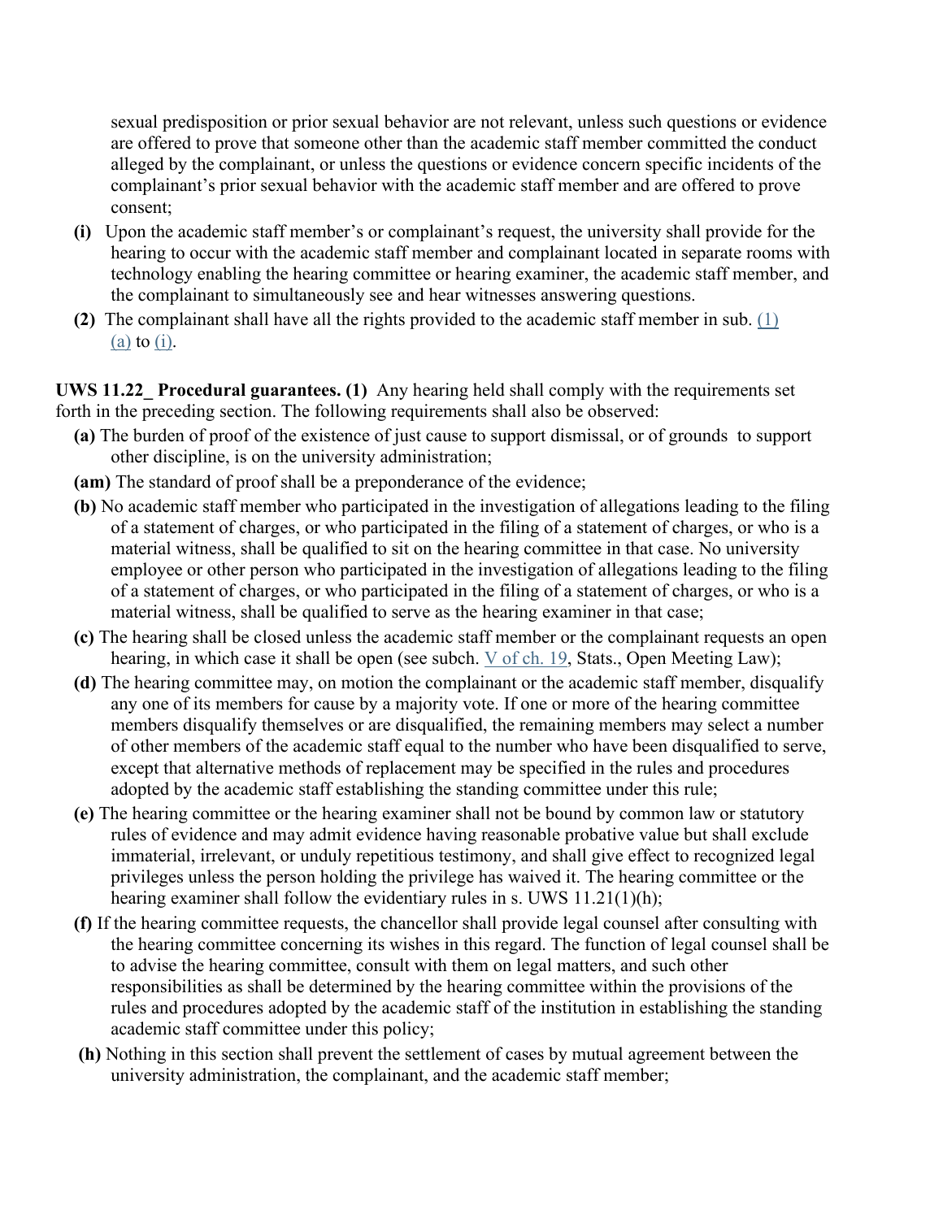sexual predisposition or prior sexual behavior are not relevant, unless such questions or evidence are offered to prove that someone other than the academic staff member committed the conduct alleged by the complainant, or unless the questions or evidence concern specific incidents of the complainant's prior sexual behavior with the academic staff member and are offered to prove consent;

- **(i)** Upon the academic staff member's or complainant's request, the university shall provide for the hearing to occur with the academic staff member and complainant located in separate rooms with technology enabling the hearing committee or hearing examiner, the academic staff member, and the complainant to simultaneously see and hear witnesses answering questions.
- **(2)** The complainant shall have all the rights provided to the academic staff member in sub. (1) (a) to (i).

**UWS 11.22_ Procedural guarantees. (1)** Any hearing held shall comply with the requirements set forth in the preceding section. The following requirements shall also be observed:

- **(a)** The burden of proof of the existence of just cause to support dismissal, or of grounds to support other discipline, is on the university administration;
- **(am)** The standard of proof shall be a preponderance of the evidence;
- **(b)** No academic staff member who participated in the investigation of allegations leading to the filing of a statement of charges, or who participated in the filing of a statement of charges, or who is a material witness, shall be qualified to sit on the hearing committee in that case. No university employee or other person who participated in the investigation of allegations leading to the filing of a statement of charges, or who participated in the filing of a statement of charges, or who is a material witness, shall be qualified to serve as the hearing examiner in that case;
- **(c)** The hearing shall be closed unless the academic staff member or the complainant requests an open hearing, in which case it shall be open (see subch. V of ch. 19, Stats., Open Meeting Law);
- **(d)** The hearing committee may, on motion the complainant or the academic staff member, disqualify any one of its members for cause by a majority vote. If one or more of the hearing committee members disqualify themselves or are disqualified, the remaining members may select a number of other members of the academic staff equal to the number who have been disqualified to serve, except that alternative methods of replacement may be specified in the rules and procedures adopted by the academic staff establishing the standing committee under this rule;
- **(e)** The hearing committee or the hearing examiner shall not be bound by common law or statutory rules of evidence and may admit evidence having reasonable probative value but shall exclude immaterial, irrelevant, or unduly repetitious testimony, and shall give effect to recognized legal privileges unless the person holding the privilege has waived it. The hearing committee or the hearing examiner shall follow the evidentiary rules in s. UWS 11.21(1)(h);
- **(f)** If the hearing committee requests, the chancellor shall provide legal counsel after consulting with the hearing committee concerning its wishes in this regard. The function of legal counsel shall be to advise the hearing committee, consult with them on legal matters, and such other responsibilities as shall be determined by the hearing committee within the provisions of the rules and procedures adopted by the academic staff of the institution in establishing the standing academic staff committee under this policy;
- **(h)** Nothing in this section shall prevent the settlement of cases by mutual agreement between the university administration, the complainant, and the academic staff member;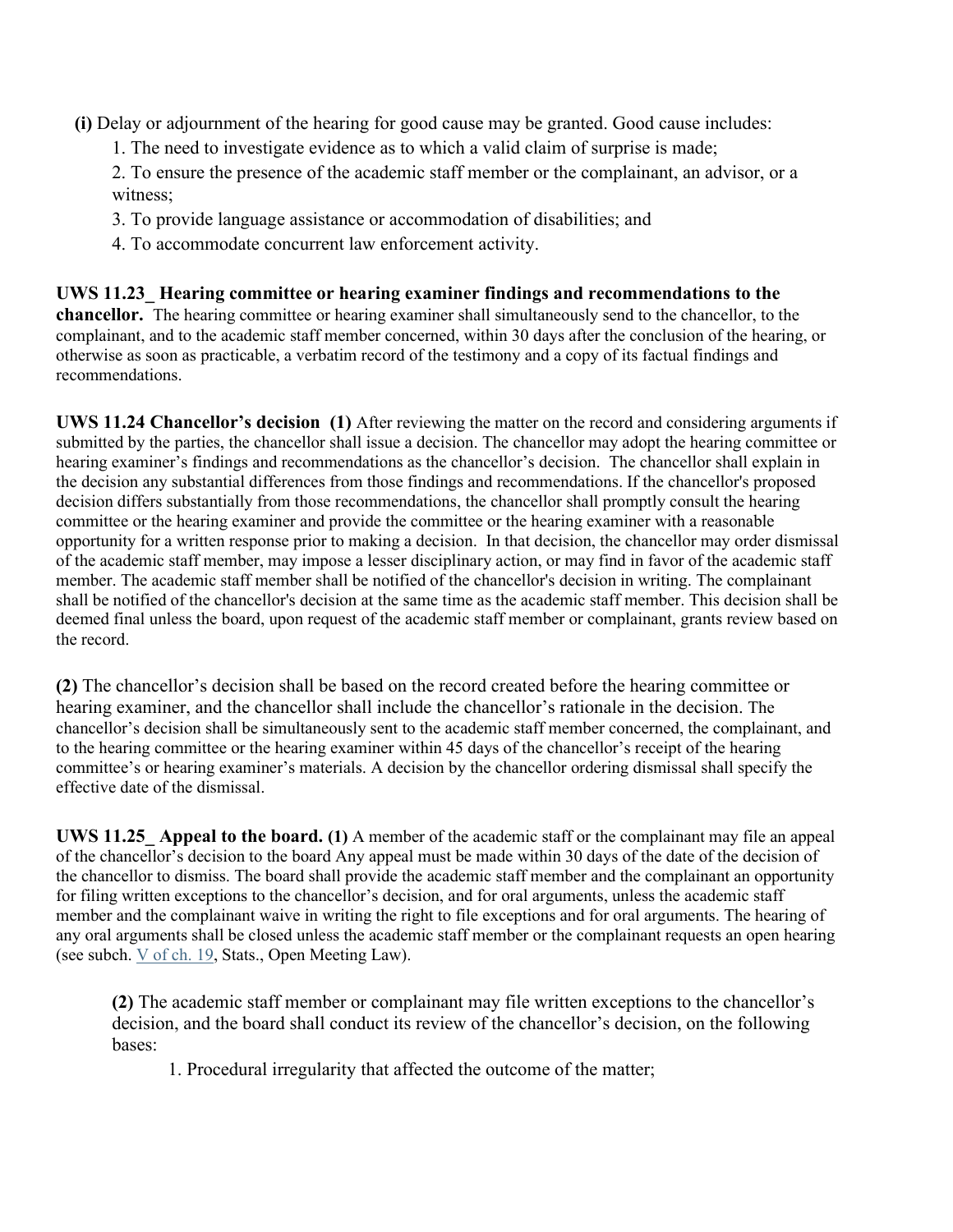**(i)** Delay or adjournment of the hearing for good cause may be granted. Good cause includes:

1. The need to investigate evidence as to which a valid claim of surprise is made;
2. To ensure the presence of the academic staff member or the complainant, an advisor, or a witness;
3. To provide language assistance or accommodation of disabilities; and
4. To accommodate concurrent law enforcement activity.

**UWS 11.23_ Hearing committee or hearing examiner findings and recommendations to the chancellor.** The hearing committee or hearing examiner shall simultaneously send to the chancellor, to the complainant, and to the academic staff member concerned, within 30 days after the conclusion of the hearing, or otherwise as soon as practicable, a verbatim record of the testimony and a copy of its factual findings and recommendations.

**UWS 11.24 Chancellor's decision (1)** After reviewing the matter on the record and considering arguments if submitted by the parties, the chancellor shall issue a decision. The chancellor may adopt the hearing committee or hearing examiner's findings and recommendations as the chancellor's decision. The chancellor shall explain in the decision any substantial differences from those findings and recommendations. If the chancellor's proposed decision differs substantially from those recommendations, the chancellor shall promptly consult the hearing committee or the hearing examiner and provide the committee or the hearing examiner with a reasonable opportunity for a written response prior to making a decision. In that decision, the chancellor may order dismissal of the academic staff member, may impose a lesser disciplinary action, or may find in favor of the academic staff member. The academic staff member shall be notified of the chancellor's decision in writing. The complainant shall be notified of the chancellor's decision at the same time as the academic staff member. This decision shall be deemed final unless the board, upon request of the academic staff member or complainant, grants review based on the record.

**(2)** The chancellor's decision shall be based on the record created before the hearing committee or hearing examiner, and the chancellor shall include the chancellor's rationale in the decision. The chancellor's decision shall be simultaneously sent to the academic staff member concerned, the complainant, and to the hearing committee or the hearing examiner within 45 days of the chancellor's receipt of the hearing committee's or hearing examiner's materials. A decision by the chancellor ordering dismissal shall specify the effective date of the dismissal.

**UWS 11.25_ Appeal to the board. (1)** A member of the academic staff or the complainant may file an appeal of the chancellor's decision to the board Any appeal must be made within 30 days of the date of the decision of the chancellor to dismiss. The board shall provide the academic staff member and the complainant an opportunity for filing written exceptions to the chancellor's decision, and for oral arguments, unless the academic staff member and the complainant waive in writing the right to file exceptions and for oral arguments. The hearing of any oral arguments shall be closed unless the academic staff member or the complainant requests an open hearing (see subch. V of ch. 19, Stats., Open Meeting Law).

**(2)** The academic staff member or complainant may file written exceptions to the chancellor's decision, and the board shall conduct its review of the chancellor's decision, on the following bases:

1. Procedural irregularity that affected the outcome of the matter;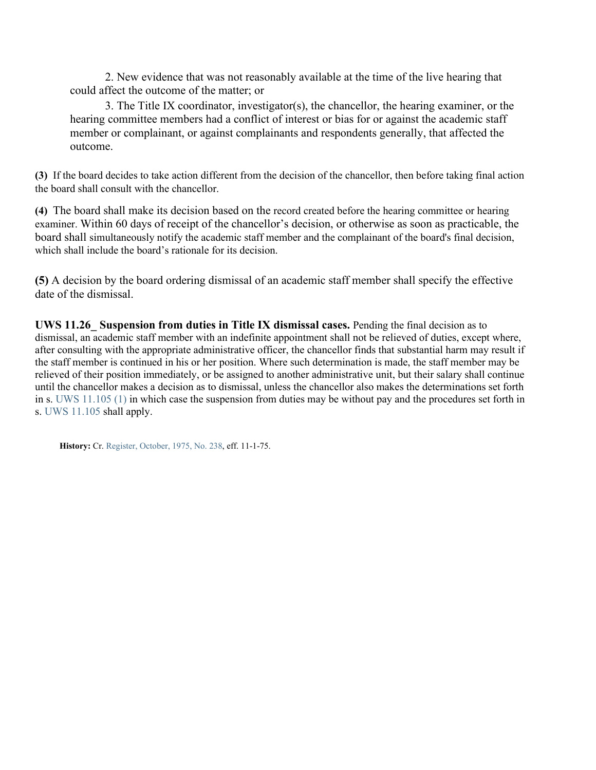2. New evidence that was not reasonably available at the time of the live hearing that could affect the outcome of the matter; or

3. The Title IX coordinator, investigator(s), the chancellor, the hearing examiner, or the hearing committee members had a conflict of interest or bias for or against the academic staff member or complainant, or against complainants and respondents generally, that affected the outcome.

**(3)** If the board decides to take action different from the decision of the chancellor, then before taking final action the board shall consult with the chancellor.

**(4)** The board shall make its decision based on the record created before the hearing committee or hearing examiner. Within 60 days of receipt of the chancellor's decision, or otherwise as soon as practicable, the board shall simultaneously notify the academic staff member and the complainant of the board's final decision, which shall include the board's rationale for its decision.

**(5)** A decision by the board ordering dismissal of an academic staff member shall specify the effective date of the dismissal.

**UWS 11.26_ Suspension from duties in Title IX dismissal cases.** Pending the final decision as to dismissal, an academic staff member with an indefinite appointment shall not be relieved of duties, except where, after consulting with the appropriate administrative officer, the chancellor finds that substantial harm may result if the staff member is continued in his or her position. Where such determination is made, the staff member may be relieved of their position immediately, or be assigned to another administrative unit, but their salary shall continue until the chancellor makes a decision as to dismissal, unless the chancellor also makes the determinations set forth in s. UWS 11.105 (1) in which case the suspension from duties may be without pay and the procedures set forth in s. UWS 11.105 shall apply.

**History:** Cr. Register, October, 1975, No. 238, eff. 11-1-75.